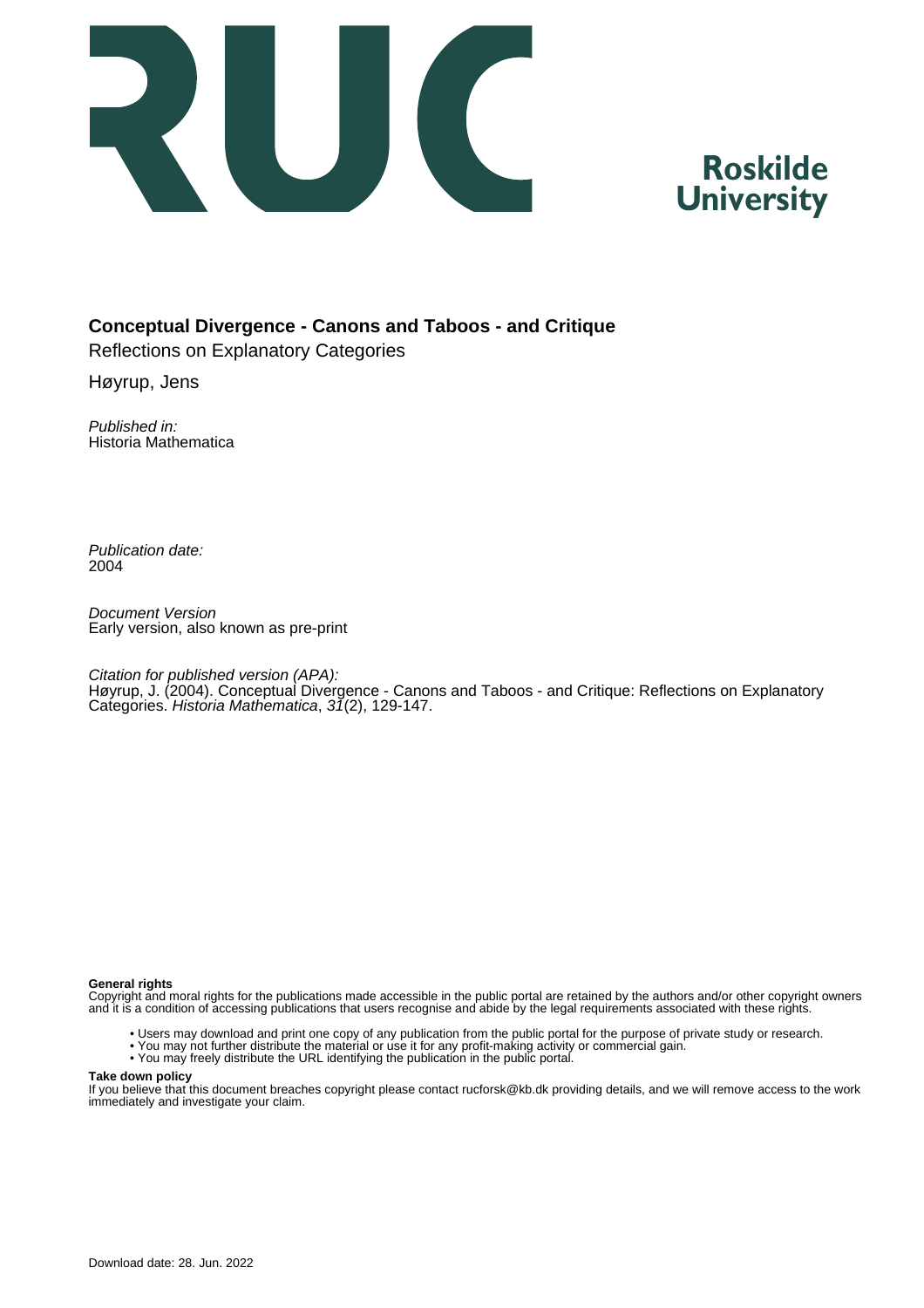Roskilde University

**Conceptual Divergence - Canons and Taboos - and Critique**

Reflections on Explanatory Categories

Høyrup, Jens

*Published in:*
Historia Mathematica

*Publication date:*
2004

*Document Version*
Early version, also known as pre-print

*Citation for published version (APA):*
Høyrup, J. (2004). Conceptual Divergence - Canons and Taboos - and Critique: Reflections on Explanatory Categories. *Historia Mathematica*, *31*(2), 129-147.

**General rights**
Copyright and moral rights for the publications made accessible in the public portal are retained by the authors and/or other copyright owners and it is a condition of accessing publications that users recognise and abide by the legal requirements associated with these rights.

- Users may download and print one copy of any publication from the public portal for the purpose of private study or research.
- You may not further distribute the material or use it for any profit-making activity or commercial gain.
- You may freely distribute the URL identifying the publication in the public portal.

**Take down policy**
If you believe that this document breaches copyright please contact rucforsk@kb.dk providing details, and we will remove access to the work immediately and investigate your claim.

Download date: 28. Jun. 2022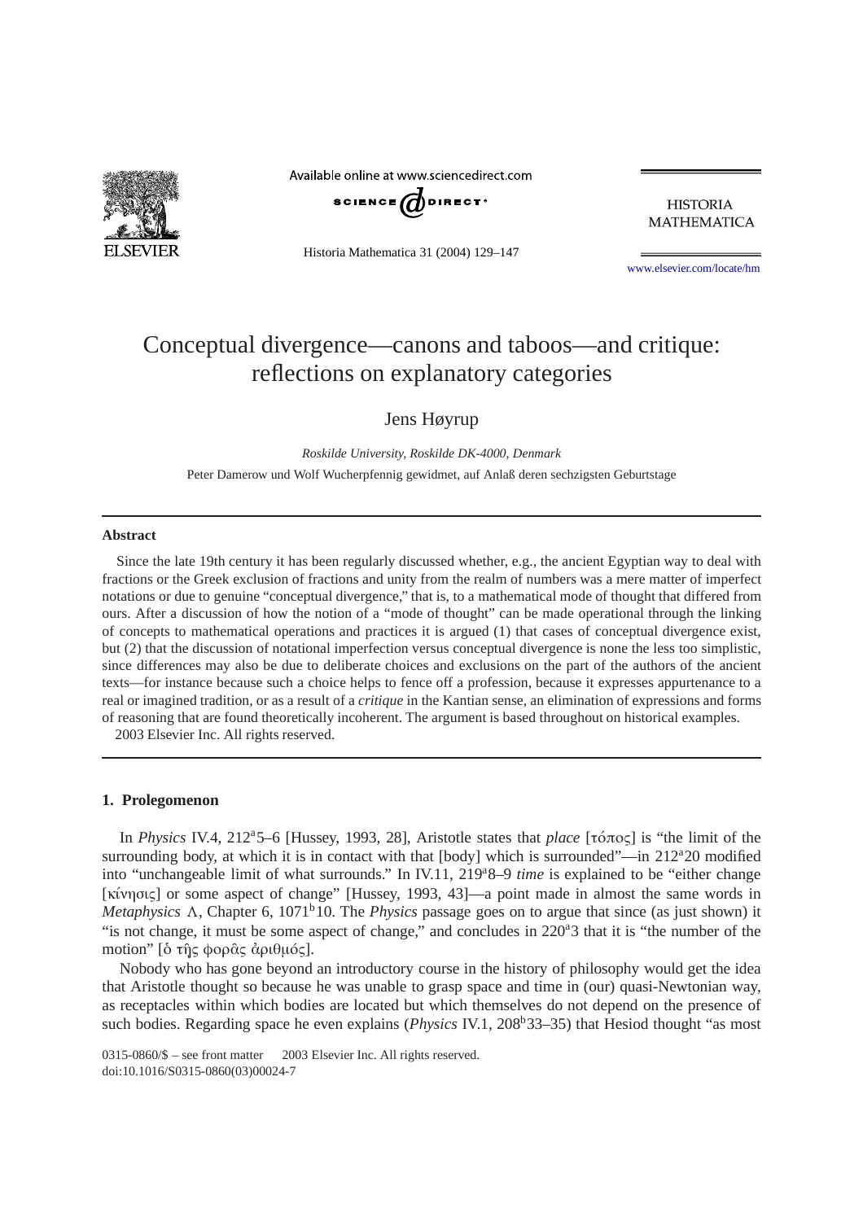# Conceptual divergence—canons and taboos—and critique: reflections on explanatory categories

Jens Høyrup

*Roskilde University, Roskilde DK-4000, Denmark*

Peter Damerow und Wolf Wucherpfennig gewidmet, auf Anlaß deren sechzigsten Geburtstage

**Abstract**

Since the late 19th century it has been regularly discussed whether, e.g., the ancient Egyptian way to deal with fractions or the Greek exclusion of fractions and unity from the realm of numbers was a mere matter of imperfect notations or due to genuine "conceptual divergence," that is, to a mathematical mode of thought that differed from ours. After a discussion of how the notion of a "mode of thought" can be made operational through the linking of concepts to mathematical operations and practices it is argued (1) that cases of conceptual divergence exist, but (2) that the discussion of notational imperfection versus conceptual divergence is none the less too simplistic, since differences may also be due to deliberate choices and exclusions on the part of the authors of the ancient texts—for instance because such a choice helps to fence off a profession, because it expresses appurtenance to a real or imagined tradition, or as a result of a *critique* in the Kantian sense, an elimination of expressions and forms of reasoning that are found theoretically incoherent. The argument is based throughout on historical examples.

2003 Elsevier Inc. All rights reserved.

## 1. Prolegomenon

In *Physics* IV.4, 212a5–6 [Hussey, 1993, 28], Aristotle states that *place* [τόπος] is "the limit of the surrounding body, at which it is in contact with that [body] which is surrounded"—in 212a20 modified into "unchangeable limit of what surrounds." In IV.11, 219a8–9 *time* is explained to be "either change [κίνησις] or some aspect of change" [Hussey, 1993, 43]—a point made in almost the same words in *Metaphysics* Λ, Chapter 6, 1071b10. The *Physics* passage goes on to argue that since (as just shown) it "is not change, it must be some aspect of change," and concludes in 220a3 that it is "the number of the motion" [ὁ τῆς φορᾶς ἀριθμός].

Nobody who has gone beyond an introductory course in the history of philosophy would get the idea that Aristotle thought so because he was unable to grasp space and time in (our) quasi-Newtonian way, as receptacles within which bodies are located but which themselves do not depend on the presence of such bodies. Regarding space he even explains (*Physics* IV.1, 208b33–35) that Hesiod thought "as most

0315-0860/$ – see front matter 2003 Elsevier Inc. All rights reserved.
doi:10.1016/S0315-0860(03)00024-7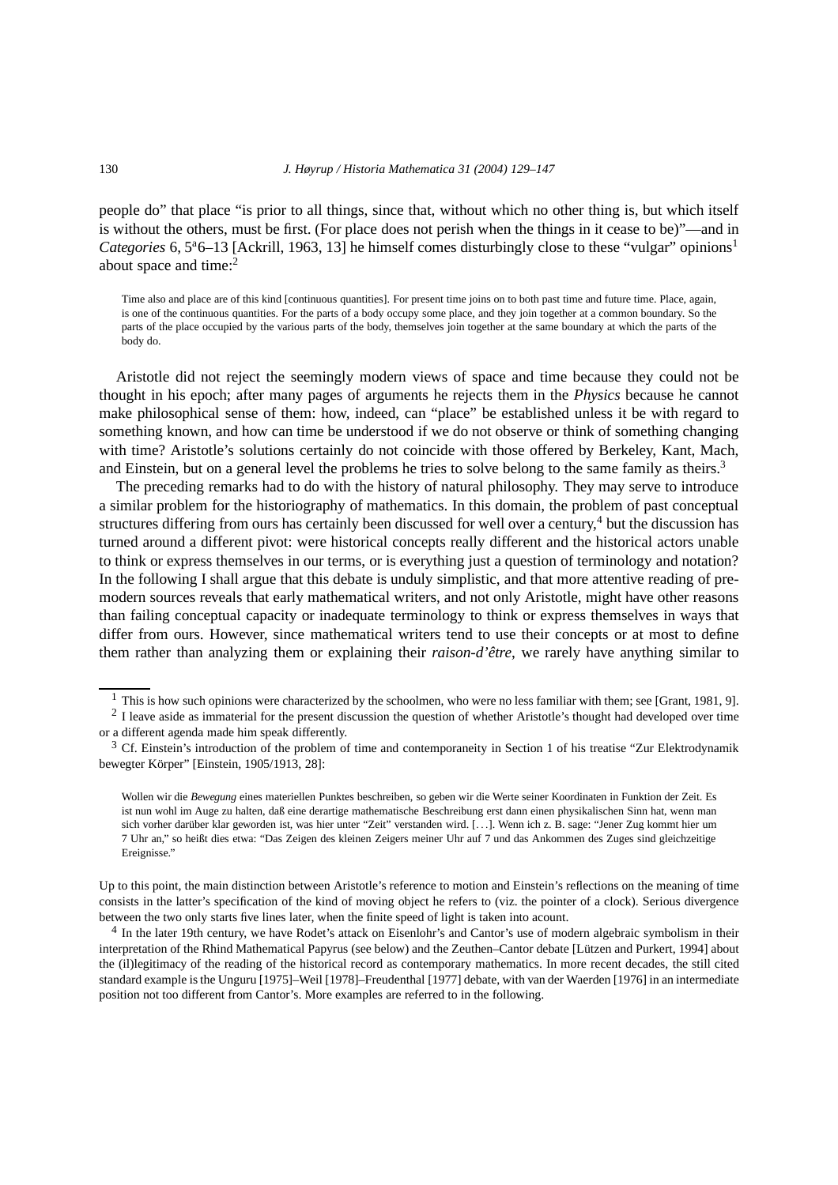people do" that place "is prior to all things, since that, without which no other thing is, but which itself is without the others, must be first. (For place does not perish when the things in it cease to be)"—and in *Categories* 6, 5ᵃ6–13 [Ackrill, 1963, 13] he himself comes disturbingly close to these "vulgar" opinions[1] about space and time:[2]

> Time also and place are of this kind [continuous quantities]. For present time joins on to both past time and future time. Place, again, is one of the continuous quantities. For the parts of a body occupy some place, and they join together at a common boundary. So the parts of the place occupied by the various parts of the body, themselves join together at the same boundary at which the parts of the body do.

Aristotle did not reject the seemingly modern views of space and time because they could not be thought in his epoch; after many pages of arguments he rejects them in the *Physics* because he cannot make philosophical sense of them: how, indeed, can "place" be established unless it be with regard to something known, and how can time be understood if we do not observe or think of something changing with time? Aristotle's solutions certainly do not coincide with those offered by Berkeley, Kant, Mach, and Einstein, but on a general level the problems he tries to solve belong to the same family as theirs.[3]

The preceding remarks had to do with the history of natural philosophy. They may serve to introduce a similar problem for the historiography of mathematics. In this domain, the problem of past conceptual structures differing from ours has certainly been discussed for well over a century,[4] but the discussion has turned around a different pivot: were historical concepts really different and the historical actors unable to think or express themselves in our terms, or is everything just a question of terminology and notation? In the following I shall argue that this debate is unduly simplistic, and that more attentive reading of pre-modern sources reveals that early mathematical writers, and not only Aristotle, might have other reasons than failing conceptual capacity or inadequate terminology to think or express themselves in ways that differ from ours. However, since mathematical writers tend to use their concepts or at most to define them rather than analyzing them or explaining their *raison-d'être*, we rarely have anything similar to

---

[1] This is how such opinions were characterized by the schoolmen, who were no less familiar with them; see [Grant, 1981, 9].

[2] I leave aside as immaterial for the present discussion the question of whether Aristotle's thought had developed over time or a different agenda made him speak differently.

[3] Cf. Einstein's introduction of the problem of time and contemporaneity in Section 1 of his treatise "Zur Elektrodynamik bewegter Körper" [Einstein, 1905/1913, 28]:

> Wollen wir die *Bewegung* eines materiellen Punktes beschreiben, so geben wir die Werte seiner Koordinaten in Funktion der Zeit. Es ist nun wohl im Auge zu halten, daß eine derartige mathematische Beschreibung erst dann einen physikalischen Sinn hat, wenn man sich vorher darüber klar geworden ist, was hier unter "Zeit" verstanden wird. [...]. Wenn ich z. B. sage: "Jener Zug kommt hier um 7 Uhr an," so heißt dies etwa: "Das Zeigen des kleinen Zeigers meiner Uhr auf 7 und das Ankommen des Zuges sind gleichzeitige Ereignisse."

Up to this point, the main distinction between Aristotle's reference to motion and Einstein's reflections on the meaning of time consists in the latter's specification of the kind of moving object he refers to (viz. the pointer of a clock). Serious divergence between the two only starts five lines later, when the finite speed of light is taken into acount.

[4] In the later 19th century, we have Rodet's attack on Eisenlohr's and Cantor's use of modern algebraic symbolism in their interpretation of the Rhind Mathematical Papyrus (see below) and the Zeuthen–Cantor debate [Lützen and Purkert, 1994] about the (il)legitimacy of the reading of the historical record as contemporary mathematics. In more recent decades, the still cited standard example is the Unguru [1975]–Weil [1978]–Freudenthal [1977] debate, with van der Waerden [1976] in an intermediate position not too different from Cantor's. More examples are referred to in the following.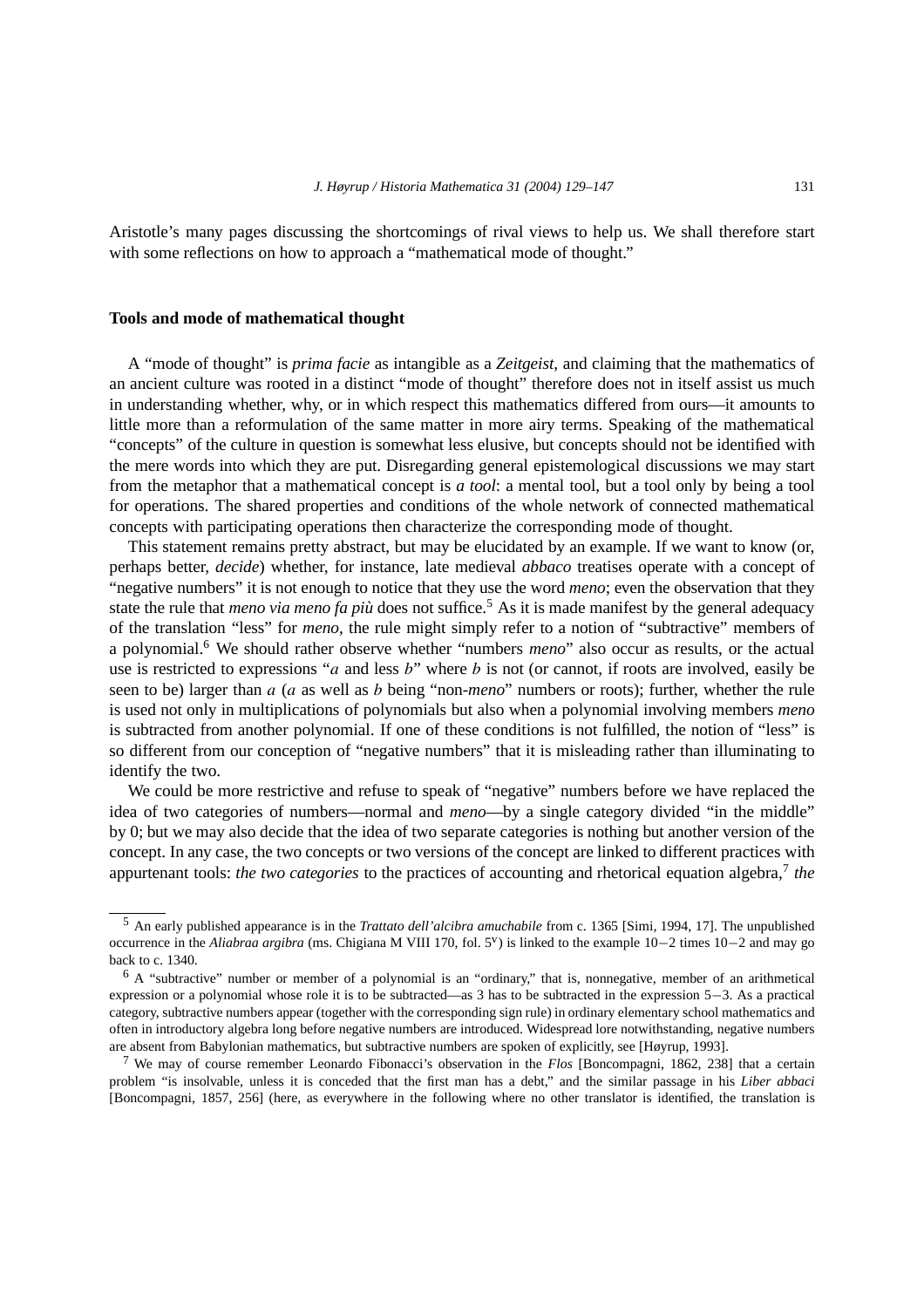Aristotle's many pages discussing the shortcomings of rival views to help us. We shall therefore start with some reflections on how to approach a "mathematical mode of thought."

## Tools and mode of mathematical thought

A "mode of thought" is *prima facie* as intangible as a *Zeitgeist*, and claiming that the mathematics of an ancient culture was rooted in a distinct "mode of thought" therefore does not in itself assist us much in understanding whether, why, or in which respect this mathematics differed from ours—it amounts to little more than a reformulation of the same matter in more airy terms. Speaking of the mathematical "concepts" of the culture in question is somewhat less elusive, but concepts should not be identified with the mere words into which they are put. Disregarding general epistemological discussions we may start from the metaphor that a mathematical concept is *a tool*: a mental tool, but a tool only by being a tool for operations. The shared properties and conditions of the whole network of connected mathematical concepts with participating operations then characterize the corresponding mode of thought.

This statement remains pretty abstract, but may be elucidated by an example. If we want to know (or, perhaps better, *decide*) whether, for instance, late medieval *abbaco* treatises operate with a concept of "negative numbers" it is not enough to notice that they use the word *meno*; even the observation that they state the rule that *meno via meno fa più* does not suffice.[5] As it is made manifest by the general adequacy of the translation "less" for *meno*, the rule might simply refer to a notion of "subtractive" members of a polynomial.[6] We should rather observe whether "numbers *meno*" also occur as results, or the actual use is restricted to expressions "$a$ and less $b$" where $b$ is not (or cannot, if roots are involved, easily be seen to be) larger than $a$ ($a$ as well as $b$ being "non-*meno*" numbers or roots); further, whether the rule is used not only in multiplications of polynomials but also when a polynomial involving members *meno* is subtracted from another polynomial. If one of these conditions is not fulfilled, the notion of "less" is so different from our conception of "negative numbers" that it is misleading rather than illuminating to identify the two.

We could be more restrictive and refuse to speak of "negative" numbers before we have replaced the idea of two categories of numbers—normal and *meno*—by a single category divided "in the middle" by 0; but we may also decide that the idea of two separate categories is nothing but another version of the concept. In any case, the two concepts or two versions of the concept are linked to different practices with appurtenant tools: *the two categories* to the practices of accounting and rhetorical equation algebra,[7] *the*

---

[5] An early published appearance is in the *Trattato dell'alcibra amuchabile* from c. 1365 [Simi, 1994, 17]. The unpublished occurrence in the *Aliabraa argibra* (ms. Chigiana M VIII 170, fol. 5$^v$) is linked to the example $10-2$ times $10-2$ and may go back to c. 1340.

[6] A "subtractive" number or member of a polynomial is an "ordinary," that is, nonnegative, member of an arithmetical expression or a polynomial whose role it is to be subtracted—as 3 has to be subtracted in the expression $5-3$. As a practical category, subtractive numbers appear (together with the corresponding sign rule) in ordinary elementary school mathematics and often in introductory algebra long before negative numbers are introduced. Widespread lore notwithstanding, negative numbers are absent from Babylonian mathematics, but subtractive numbers are spoken of explicitly, see [Høyrup, 1993].

[7] We may of course remember Leonardo Fibonacci's observation in the *Flos* [Boncompagni, 1862, 238] that a certain problem "is insolvable, unless it is conceded that the first man has a debt," and the similar passage in his *Liber abbaci* [Boncompagni, 1857, 256] (here, as everywhere in the following where no other translator is identified, the translation is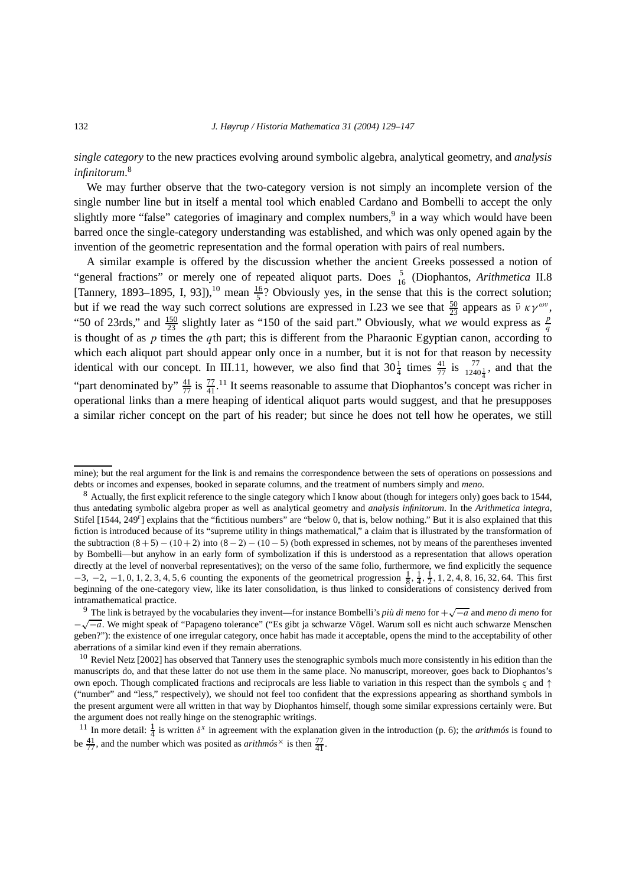*single category* to the new practices evolving around symbolic algebra, analytical geometry, and *analysis infinitorum*.[8]

We may further observe that the two-category version is not simply an incomplete version of the single number line but in itself a mental tool which enabled Cardano and Bombelli to accept the only slightly more "false" categories of imaginary and complex numbers,[9] in a way which would have been barred once the single-category understanding was established, and which was only opened again by the invention of the geometric representation and the formal operation with pairs of real numbers.

A similar example is offered by the discussion whether the ancient Greeks possessed a notion of "general fractions" or merely one of repeated aliquot parts. Does ${}^{5}_{16}$ (Diophantos, *Arithmetica* II.8 [Tannery, 1893–1895, I, 93]),[10] mean $\frac{16}{5}$? Obviously yes, in the sense that this is the correct solution; but if we read the way such correct solutions are expressed in I.23 we see that $\frac{50}{23}$ appears as $\bar{\nu}\ \kappa\gamma^{\omega\nu}$, "50 of 23rds," and $\frac{150}{23}$ slightly later as "150 of the said part." Obviously, what *we* would express as $\frac{p}{q}$ is thought of as $p$ times the $q$th part; this is different from the Pharaonic Egyptian canon, according to which each aliquot part should appear only once in a number, but it is not for that reason by necessity identical with our concept. In III.11, however, we also find that $30\frac{1}{4}$ times $\frac{41}{77}$ is ${}^{77}_{1240\frac{1}{4}}$, and that the "part denominated by" $\frac{41}{77}$ is $\frac{77}{41}$.[11] It seems reasonable to assume that Diophantos's concept was richer in operational links than a mere heaping of identical aliquot parts would suggest, and that he presupposes a similar richer concept on the part of his reader; but since he does not tell how he operates, we still

---

mine); but the real argument for the link is and remains the correspondence between the sets of operations on possessions and debts or incomes and expenses, booked in separate columns, and the treatment of numbers simply and *meno*.

[8] Actually, the first explicit reference to the single category which I know about (though for integers only) goes back to 1544, thus antedating symbolic algebra proper as well as analytical geometry and *analysis infinitorum*. In the *Arithmetica integra*, Stifel [1544, 249$^{r}$] explains that the "fictitious numbers" are "below 0, that is, below nothing." But it is also explained that this fiction is introduced because of its "supreme utility in things mathematical," a claim that is illustrated by the transformation of the subtraction $(8+5)-(10+2)$ into $(8-2)-(10-5)$ (both expressed in schemes, not by means of the parentheses invented by Bombelli—but anyhow in an early form of symbolization if this is understood as a representation that allows operation directly at the level of nonverbal representatives); on the verso of the same folio, furthermore, we find explicitly the sequence $-3, -2, -1, 0, 1, 2, 3, 4, 5, 6$ counting the exponents of the geometrical progression $\frac{1}{8}, \frac{1}{4}, \frac{1}{2}, 1, 2, 4, 8, 16, 32, 64$. This first beginning of the one-category view, like its later consolidation, is thus linked to considerations of consistency derived from intramathematical practice.

[9] The link is betrayed by the vocabularies they invent—for instance Bombelli's *più di meno* for $+\sqrt{-a}$ and *meno di meno* for $-\sqrt{-a}$. We might speak of "Papageno tolerance" ("Es gibt ja schwarze Vögel. Warum soll es nicht auch schwarze Menschen geben?"): the existence of one irregular category, once habit has made it acceptable, opens the mind to the acceptability of other aberrations of a similar kind even if they remain aberrations.

[10] Reviel Netz [2002] has observed that Tannery uses the stenographic symbols much more consistently in his edition than the manuscripts do, and that these latter do not use them in the same place. No manuscript, moreover, goes back to Diophantos's own epoch. Though complicated fractions and reciprocals are less liable to variation in this respect than the symbols $\varsigma$ and $\uparrow$ ("number" and "less," respectively), we should not feel too confident that the expressions appearing as shorthand symbols in the present argument were all written in that way by Diophantos himself, though some similar expressions certainly were. But the argument does not really hinge on the stenographic writings.

[11] In more detail: $\frac{1}{4}$ is written $\delta^{x}$ in agreement with the explanation given in the introduction (p. 6); the *arithmós* is found to be $\frac{41}{77}$, and the number which was posited as *arithmós*$^{\times}$ is then $\frac{77}{41}$.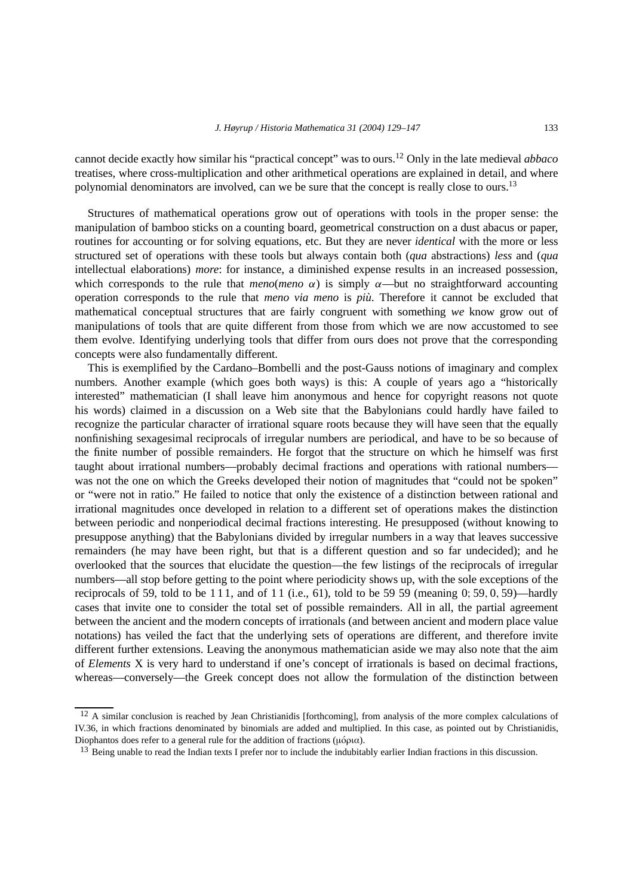cannot decide exactly how similar his "practical concept" was to ours.[12] Only in the late medieval *abbaco* treatises, where cross-multiplication and other arithmetical operations are explained in detail, and where polynomial denominators are involved, can we be sure that the concept is really close to ours.[13]

Structures of mathematical operations grow out of operations with tools in the proper sense: the manipulation of bamboo sticks on a counting board, geometrical construction on a dust abacus or paper, routines for accounting or for solving equations, etc. But they are never *identical* with the more or less structured set of operations with these tools but always contain both (*qua* abstractions) *less* and (*qua* intellectual elaborations) *more*: for instance, a diminished expense results in an increased possession, which corresponds to the rule that *meno*(*meno* $\alpha$) is simply $\alpha$—but no straightforward accounting operation corresponds to the rule that *meno via meno* is *più*. Therefore it cannot be excluded that mathematical conceptual structures that are fairly congruent with something *we* know grow out of manipulations of tools that are quite different from those from which we are now accustomed to see them evolve. Identifying underlying tools that differ from ours does not prove that the corresponding concepts were also fundamentally different.

This is exemplified by the Cardano–Bombelli and the post-Gauss notions of imaginary and complex numbers. Another example (which goes both ways) is this: A couple of years ago a "historically interested" mathematician (I shall leave him anonymous and hence for copyright reasons not quote his words) claimed in a discussion on a Web site that the Babylonians could hardly have failed to recognize the particular character of irrational square roots because they will have seen that the equally nonfinishing sexagesimal reciprocals of irregular numbers are periodical, and have to be so because of the finite number of possible remainders. He forgot that the structure on which he himself was first taught about irrational numbers—probably decimal fractions and operations with rational numbers—was not the one on which the Greeks developed their notion of magnitudes that "could not be spoken" or "were not in ratio." He failed to notice that only the existence of a distinction between rational and irrational magnitudes once developed in relation to a different set of operations makes the distinction between periodic and nonperiodical decimal fractions interesting. He presupposed (without knowing to presuppose anything) that the Babylonians divided by irregular numbers in a way that leaves successive remainders (he may have been right, but that is a different question and so far undecided); and he overlooked that the sources that elucidate the question—the few listings of the reciprocals of irregular numbers—all stop before getting to the point where periodicity shows up, with the sole exceptions of the reciprocals of 59, told to be 1 1 1, and of 1 1 (i.e., 61), told to be 59 59 (meaning $0; 59, 0, 59$)—hardly cases that invite one to consider the total set of possible remainders. All in all, the partial agreement between the ancient and the modern concepts of irrationals (and between ancient and modern place value notations) has veiled the fact that the underlying sets of operations are different, and therefore invite different further extensions. Leaving the anonymous mathematician aside we may also note that the aim of *Elements* X is very hard to understand if one's concept of irrationals is based on decimal fractions, whereas—conversely—the Greek concept does not allow the formulation of the distinction between

[12] A similar conclusion is reached by Jean Christianidis [forthcoming], from analysis of the more complex calculations of IV.36, in which fractions denominated by binomials are added and multiplied. In this case, as pointed out by Christianidis, Diophantos does refer to a general rule for the addition of fractions (μόρια).

[13] Being unable to read the Indian texts I prefer nor to include the indubitably earlier Indian fractions in this discussion.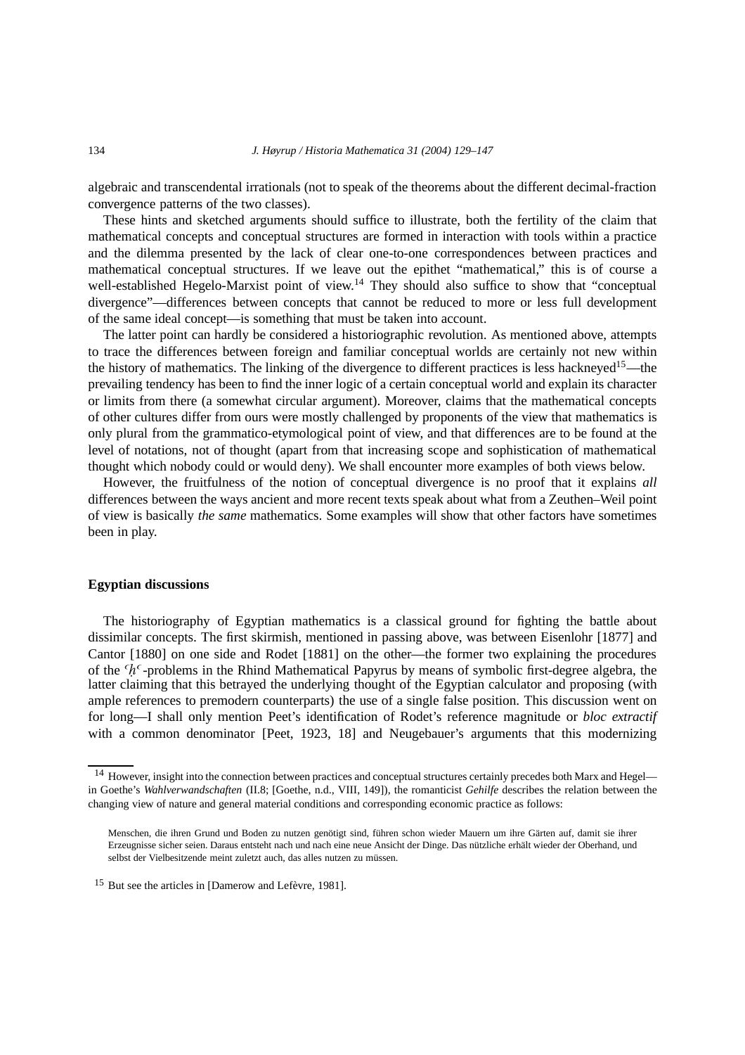algebraic and transcendental irrationals (not to speak of the theorems about the different decimal-fraction convergence patterns of the two classes).

These hints and sketched arguments should suffice to illustrate, both the fertility of the claim that mathematical concepts and conceptual structures are formed in interaction with tools within a practice and the dilemma presented by the lack of clear one-to-one correspondences between practices and mathematical conceptual structures. If we leave out the epithet "mathematical," this is of course a well-established Hegelo-Marxist point of view.[14] They should also suffice to show that "conceptual divergence"—differences between concepts that cannot be reduced to more or less full development of the same ideal concept—is something that must be taken into account.

The latter point can hardly be considered a historiographic revolution. As mentioned above, attempts to trace the differences between foreign and familiar conceptual worlds are certainly not new within the history of mathematics. The linking of the divergence to different practices is less hackneyed[15]—the prevailing tendency has been to find the inner logic of a certain conceptual world and explain its character or limits from there (a somewhat circular argument). Moreover, claims that the mathematical concepts of other cultures differ from ours were mostly challenged by proponents of the view that mathematics is only plural from the grammatico-etymological point of view, and that differences are to be found at the level of notations, not of thought (apart from that increasing scope and sophistication of mathematical thought which nobody could or would deny). We shall encounter more examples of both views below.

However, the fruitfulness of the notion of conceptual divergence is no proof that it explains *all* differences between the ways ancient and more recent texts speak about what from a Zeuthen–Weil point of view is basically *the same* mathematics. Some examples will show that other factors have sometimes been in play.

## Egyptian discussions

The historiography of Egyptian mathematics is a classical ground for fighting the battle about dissimilar concepts. The first skirmish, mentioned in passing above, was between Eisenlohr [1877] and Cantor [1880] on one side and Rodet [1881] on the other—the former two explaining the procedures of the *ʿḥʿ*-problems in the Rhind Mathematical Papyrus by means of symbolic first-degree algebra, the latter claiming that this betrayed the underlying thought of the Egyptian calculator and proposing (with ample references to premodern counterparts) the use of a single false position. This discussion went on for long—I shall only mention Peet's identification of Rodet's reference magnitude or *bloc extractif* with a common denominator [Peet, 1923, 18] and Neugebauer's arguments that this modernizing

---

[14] However, insight into the connection between practices and conceptual structures certainly precedes both Marx and Hegel—in Goethe's *Wahlverwandschaften* (II.8; [Goethe, n.d., VIII, 149]), the romanticist *Gehilfe* describes the relation between the changing view of nature and general material conditions and corresponding economic practice as follows:

> Menschen, die ihren Grund und Boden zu nutzen genötigt sind, führen schon wieder Mauern um ihre Gärten auf, damit sie ihrer Erzeugnisse sicher seien. Daraus entsteht nach und nach eine neue Ansicht der Dinge. Das nützliche erhält wieder der Oberhand, und selbst der Vielbesitzende meint zuletzt auch, das alles nutzen zu müssen.

[15] But see the articles in [Damerow and Lefèvre, 1981].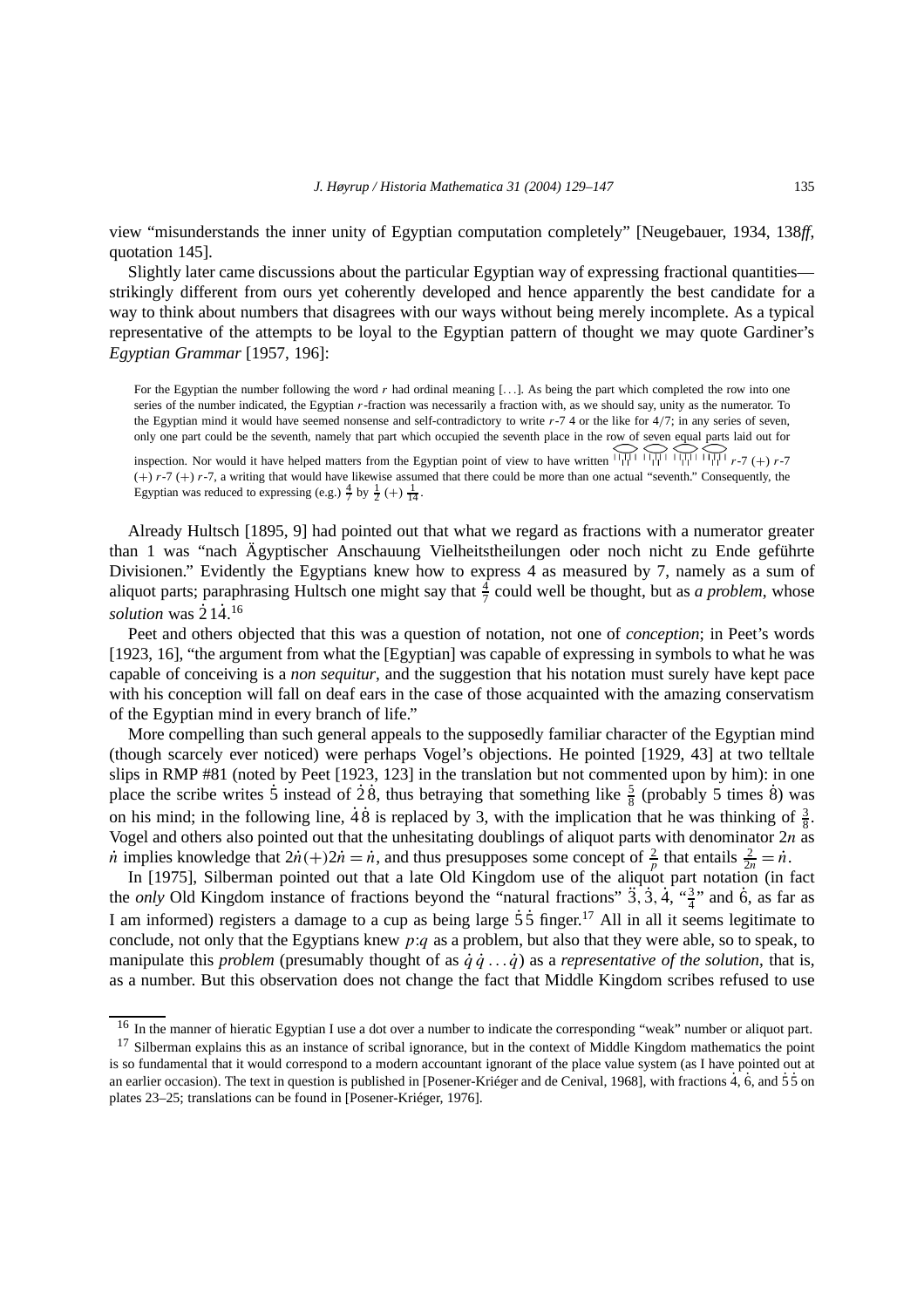view "misunderstands the inner unity of Egyptian computation completely" [Neugebauer, 1934, 138*ff*, quotation 145].

Slightly later came discussions about the particular Egyptian way of expressing fractional quantities—strikingly different from ours yet coherently developed and hence apparently the best candidate for a way to think about numbers that disagrees with our ways without being merely incomplete. As a typical representative of the attempts to be loyal to the Egyptian pattern of thought we may quote Gardiner's *Egyptian Grammar* [1957, 196]:

> For the Egyptian the number following the word $r$ had ordinal meaning [...]. As being the part which completed the row into one series of the number indicated, the Egyptian $r$-fraction was necessarily a fraction with, as we should say, unity as the numerator. To the Egyptian mind it would have seemed nonsense and self-contradictory to write $r$-7 4 or the like for 4/7; in any series of seven, only one part could be the seventh, namely that part which occupied the seventh place in the row of seven equal parts laid out for inspection. Nor would it have helped matters from the Egyptian point of view to have written [hieroglyphs] $r$-7 (+) $r$-7 (+) $r$-7 (+) $r$-7, a writing that would have likewise assumed that there could be more than one actual "seventh." Consequently, the Egyptian was reduced to expressing (e.g.) $\frac{4}{7}$ by $\frac{1}{2}$ (+) $\frac{1}{14}$.

Already Hultsch [1895, 9] had pointed out that what we regard as fractions with a numerator greater than 1 was "nach Ägyptischer Anschauung Vielheitstheilungen oder noch nicht zu Ende geführte Divisionen." Evidently the Egyptians knew how to express 4 as measured by 7, namely as a sum of aliquot parts; paraphrasing Hultsch one might say that $\frac{4}{7}$ could well be thought, but as *a problem*, whose *solution* was $\dot{2}\,\dot{1}\dot{4}$.[16]

Peet and others objected that this was a question of notation, not one of *conception*; in Peet's words [1923, 16], "the argument from what the [Egyptian] was capable of expressing in symbols to what he was capable of conceiving is a *non sequitur*, and the suggestion that his notation must surely have kept pace with his conception will fall on deaf ears in the case of those acquainted with the amazing conservatism of the Egyptian mind in every branch of life."

More compelling than such general appeals to the supposedly familiar character of the Egyptian mind (though scarcely ever noticed) were perhaps Vogel's objections. He pointed [1929, 43] at two telltale slips in RMP #81 (noted by Peet [1923, 123] in the translation but not commented upon by him): in one place the scribe writes $\dot{5}$ instead of $\dot{2}\,\dot{8}$, thus betraying that something like $\frac{5}{8}$ (probably 5 times $\dot{8}$) was on his mind; in the following line, $\dot{4}\,\dot{8}$ is replaced by 3, with the implication that he was thinking of $\frac{3}{8}$. Vogel and others also pointed out that the unhesitating doublings of aliquot parts with denominator $2n$ as $\dot{n}$ implies knowledge that $2\dot{n}(+)2\dot{n} = \dot{n}$, and thus presupposes some concept of $\frac{2}{p}$ that entails $\frac{2}{2n} = \dot{n}$.

In [1975], Silberman pointed out that a late Old Kingdom use of the aliquot part notation (in fact the *only* Old Kingdom instance of fractions beyond the "natural fractions" $\ddot{3}$, $\dot{3}$, $\dot{4}$, "$\frac{3}{4}$" and $\dot{6}$, as far as I am informed) registers a damage to a cup as being large $\dot{5}\,\dot{5}$ finger.[17] All in all it seems legitimate to conclude, not only that the Egyptians knew $p{:}q$ as a problem, but also that they were able, so to speak, to manipulate this *problem* (presumably thought of as $\dot{q}\,\dot{q}\ldots\dot{q}$) as a *representative of the solution*, that is, as a number. But this observation does not change the fact that Middle Kingdom scribes refused to use

---

[16] In the manner of hieratic Egyptian I use a dot over a number to indicate the corresponding "weak" number or aliquot part.

[17] Silberman explains this as an instance of scribal ignorance, but in the context of Middle Kingdom mathematics the point is so fundamental that it would correspond to a modern accountant ignorant of the place value system (as I have pointed out at an earlier occasion). The text in question is published in [Posener-Kriéger and de Cenival, 1968], with fractions $\dot{4}$, $\dot{6}$, and $\dot{5}\,\dot{5}$ on plates 23–25; translations can be found in [Posener-Kriéger, 1976].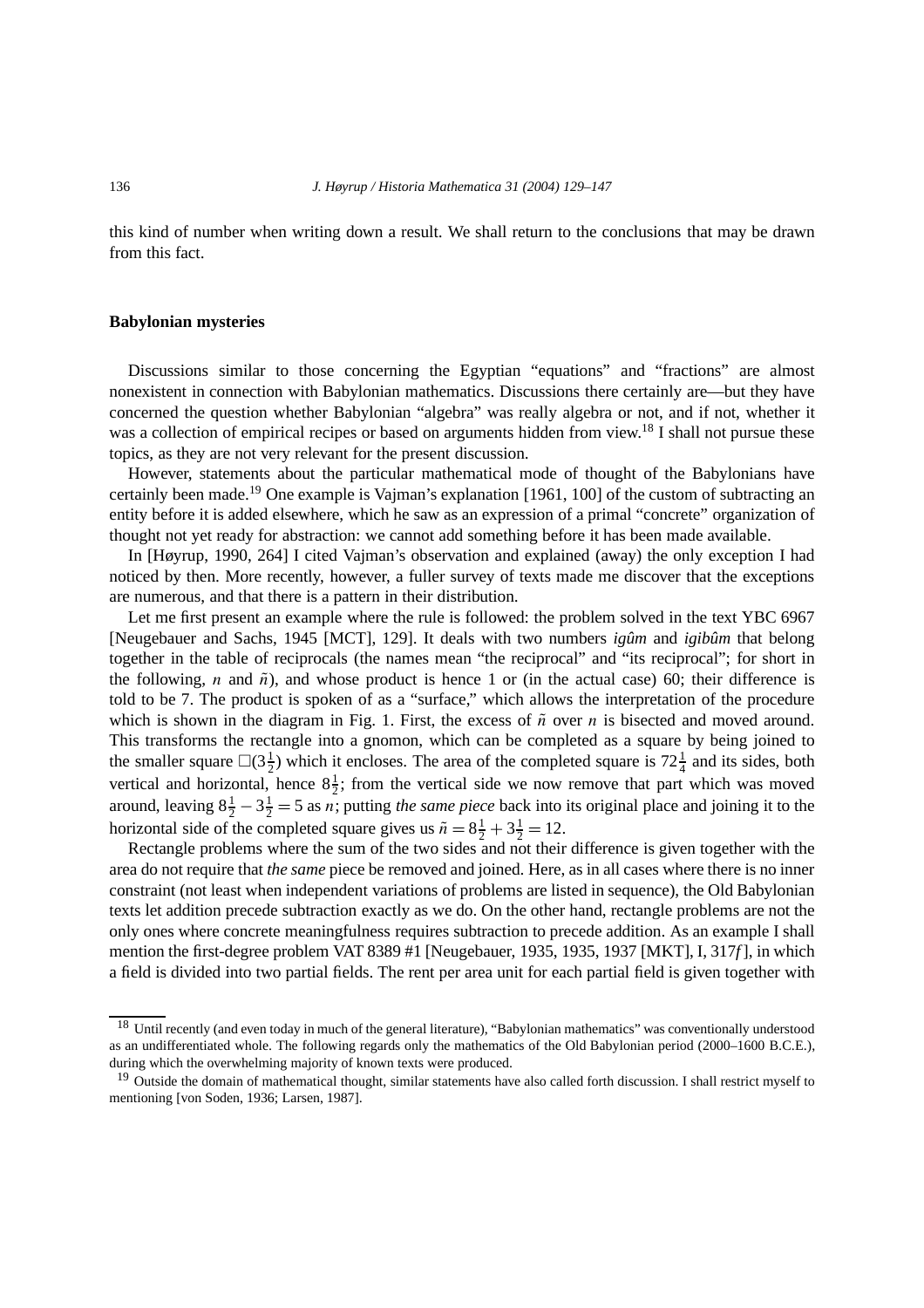this kind of number when writing down a result. We shall return to the conclusions that may be drawn from this fact.

## Babylonian mysteries

Discussions similar to those concerning the Egyptian "equations" and "fractions" are almost nonexistent in connection with Babylonian mathematics. Discussions there certainly are—but they have concerned the question whether Babylonian "algebra" was really algebra or not, and if not, whether it was a collection of empirical recipes or based on arguments hidden from view.[18] I shall not pursue these topics, as they are not very relevant for the present discussion.

However, statements about the particular mathematical mode of thought of the Babylonians have certainly been made.[19] One example is Vajman's explanation [1961, 100] of the custom of subtracting an entity before it is added elsewhere, which he saw as an expression of a primal "concrete" organization of thought not yet ready for abstraction: we cannot add something before it has been made available.

In [Høyrup, 1990, 264] I cited Vajman's observation and explained (away) the only exception I had noticed by then. More recently, however, a fuller survey of texts made me discover that the exceptions are numerous, and that there is a pattern in their distribution.

Let me first present an example where the rule is followed: the problem solved in the text YBC 6967 [Neugebauer and Sachs, 1945 [MCT], 129]. It deals with two numbers *igûm* and *igibûm* that belong together in the table of reciprocals (the names mean "the reciprocal" and "its reciprocal"; for short in the following, $n$ and $\tilde{n}$), and whose product is hence 1 or (in the actual case) 60; their difference is told to be 7. The product is spoken of as a "surface," which allows the interpretation of the procedure which is shown in the diagram in Fig. 1. First, the excess of $\tilde{n}$ over $n$ is bisected and moved around. This transforms the rectangle into a gnomon, which can be completed as a square by being joined to the smaller square $\square(3\frac{1}{2})$ which it encloses. The area of the completed square is $72\frac{1}{4}$ and its sides, both vertical and horizontal, hence $8\frac{1}{2}$; from the vertical side we now remove that part which was moved around, leaving $8\frac{1}{2} - 3\frac{1}{2} = 5$ as $n$; putting *the same piece* back into its original place and joining it to the horizontal side of the completed square gives us $\tilde{n} = 8\frac{1}{2} + 3\frac{1}{2} = 12$.

Rectangle problems where the sum of the two sides and not their difference is given together with the area do not require that *the same* piece be removed and joined. Here, as in all cases where there is no inner constraint (not least when independent variations of problems are listed in sequence), the Old Babylonian texts let addition precede subtraction exactly as we do. On the other hand, rectangle problems are not the only ones where concrete meaningfulness requires subtraction to precede addition. As an example I shall mention the first-degree problem VAT 8389 #1 [Neugebauer, 1935, 1935, 1937 [MKT], I, 317*f*], in which a field is divided into two partial fields. The rent per area unit for each partial field is given together with

[18] Until recently (and even today in much of the general literature), "Babylonian mathematics" was conventionally understood as an undifferentiated whole. The following regards only the mathematics of the Old Babylonian period (2000–1600 B.C.E.), during which the overwhelming majority of known texts were produced.

[19] Outside the domain of mathematical thought, similar statements have also called forth discussion. I shall restrict myself to mentioning [von Soden, 1936; Larsen, 1987].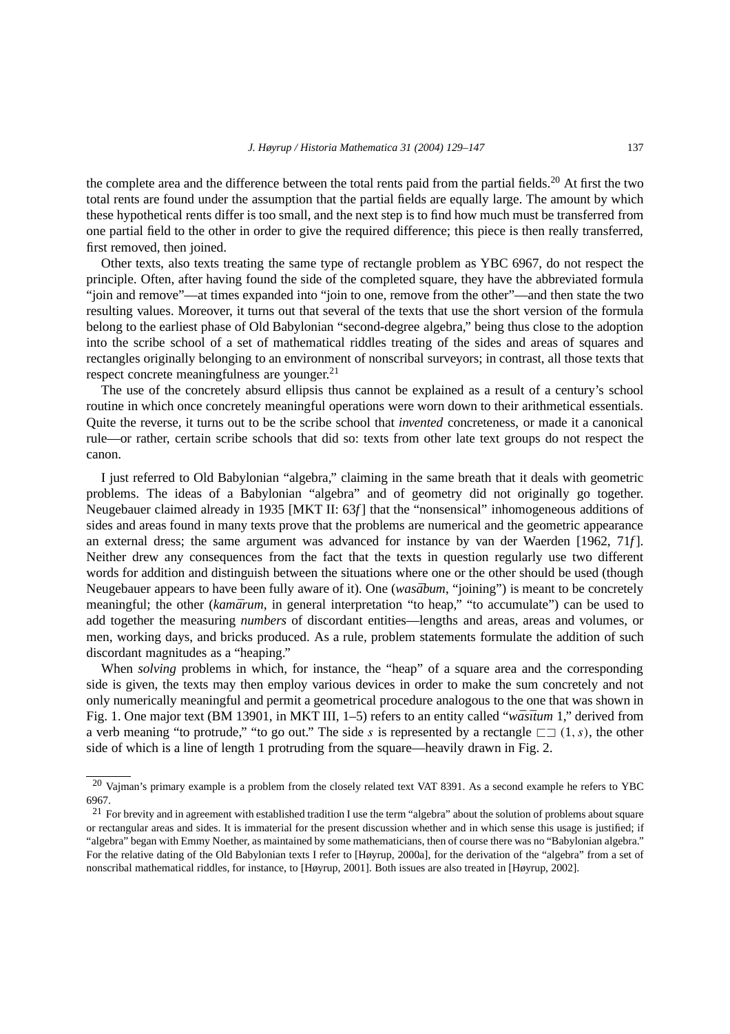the complete area and the difference between the total rents paid from the partial fields.[20] At first the two total rents are found under the assumption that the partial fields are equally large. The amount by which these hypothetical rents differ is too small, and the next step is to find how much must be transferred from one partial field to the other in order to give the required difference; this piece is then really transferred, first removed, then joined.

Other texts, also texts treating the same type of rectangle problem as YBC 6967, do not respect the principle. Often, after having found the side of the completed square, they have the abbreviated formula "join and remove"—at times expanded into "join to one, remove from the other"—and then state the two resulting values. Moreover, it turns out that several of the texts that use the short version of the formula belong to the earliest phase of Old Babylonian "second-degree algebra," being thus close to the adoption into the scribe school of a set of mathematical riddles treating of the sides and areas of squares and rectangles originally belonging to an environment of nonscribal surveyors; in contrast, all those texts that respect concrete meaningfulness are younger.[21]

The use of the concretely absurd ellipsis thus cannot be explained as a result of a century's school routine in which once concretely meaningful operations were worn down to their arithmetical essentials. Quite the reverse, it turns out to be the scribe school that *invented* concreteness, or made it a canonical rule—or rather, certain scribe schools that did so: texts from other late text groups do not respect the canon.

I just referred to Old Babylonian "algebra," claiming in the same breath that it deals with geometric problems. The ideas of a Babylonian "algebra" and of geometry did not originally go together. Neugebauer claimed already in 1935 [MKT II: 63*f*] that the "nonsensical" inhomogeneous additions of sides and areas found in many texts prove that the problems are numerical and the geometric appearance an external dress; the same argument was advanced for instance by van der Waerden [1962, 71*f*]. Neither drew any consequences from the fact that the texts in question regularly use two different words for addition and distinguish between the situations where one or the other should be used (though Neugebauer appears to have been fully aware of it). One (*wasābum*, "joining") is meant to be concretely meaningful; the other (*kamārum*, in general interpretation "to heap," "to accumulate") can be used to add together the measuring *numbers* of discordant entities—lengths and areas, areas and volumes, or men, working days, and bricks produced. As a rule, problem statements formulate the addition of such discordant magnitudes as a "heaping."

When *solving* problems in which, for instance, the "heap" of a square area and the corresponding side is given, the texts may then employ various devices in order to make the sum concretely and not only numerically meaningful and permit a geometrical procedure analogous to the one that was shown in Fig. 1. One major text (BM 13901, in MKT III, 1–5) refers to an entity called "*wāṣītum* 1," derived from a verb meaning "to protrude," "to go out." The side $s$ is represented by a rectangle $\sqsubset\!\sqsupset(1, s)$, the other side of which is a line of length 1 protruding from the square—heavily drawn in Fig. 2.

---

[20] Vajman's primary example is a problem from the closely related text VAT 8391. As a second example he refers to YBC 6967.

[21] For brevity and in agreement with established tradition I use the term "algebra" about the solution of problems about square or rectangular areas and sides. It is immaterial for the present discussion whether and in which sense this usage is justified; if "algebra" began with Emmy Noether, as maintained by some mathematicians, then of course there was no "Babylonian algebra." For the relative dating of the Old Babylonian texts I refer to [Høyrup, 2000a], for the derivation of the "algebra" from a set of nonscribal mathematical riddles, for instance, to [Høyrup, 2001]. Both issues are also treated in [Høyrup, 2002].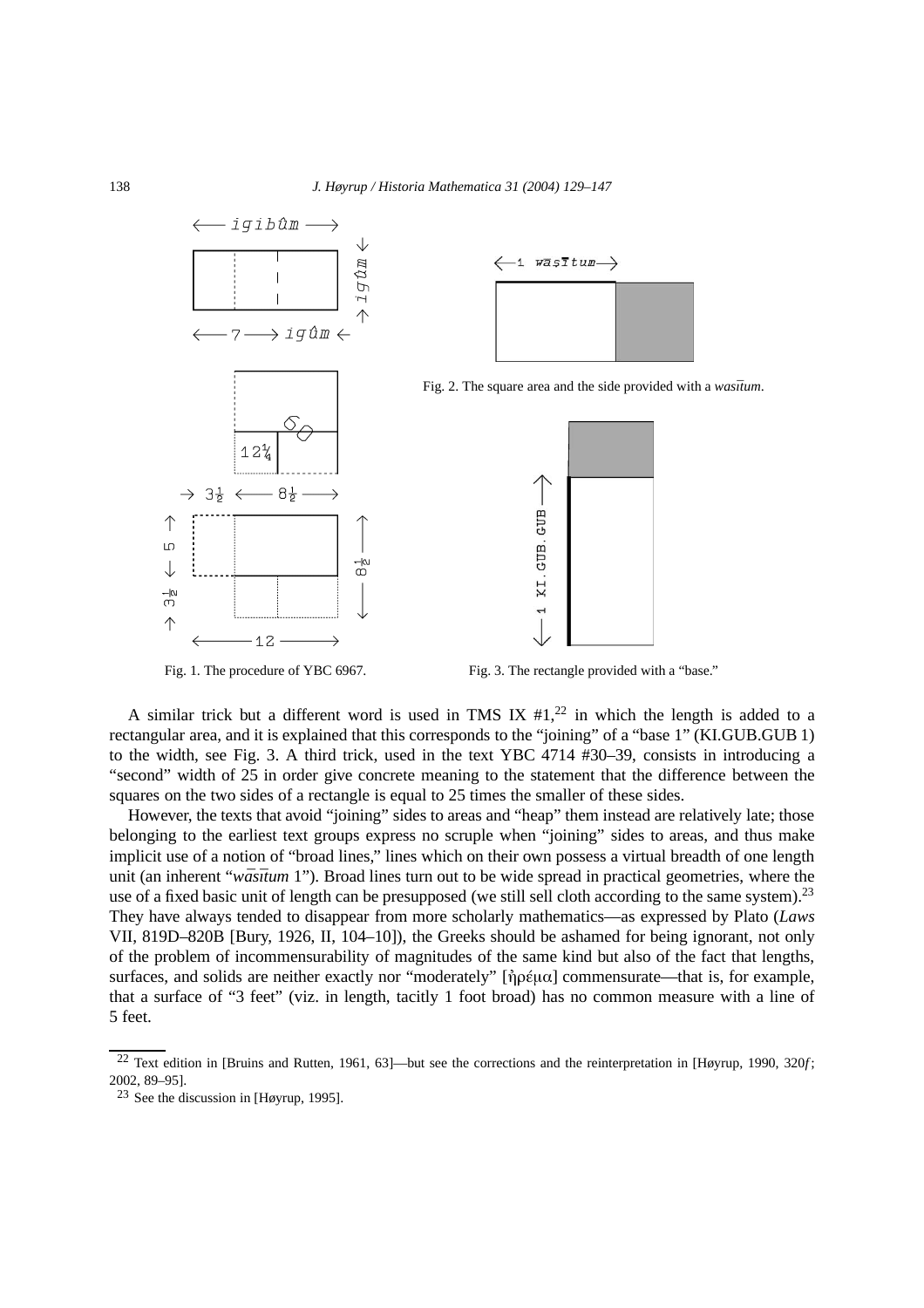Fig. 1. The procedure of YBC 6967.

Fig. 2. The square area and the side provided with a *wasītum*.

Fig. 3. The rectangle provided with a "base."

A similar trick but a different word is used in TMS IX #1,[22] in which the length is added to a rectangular area, and it is explained that this corresponds to the "joining" of a "base 1" (KI.GUB.GUB 1) to the width, see Fig. 3. A third trick, used in the text YBC 4714 #30–39, consists in introducing a "second" width of 25 in order give concrete meaning to the statement that the difference between the squares on the two sides of a rectangle is equal to 25 times the smaller of these sides.

However, the texts that avoid "joining" sides to areas and "heap" them instead are relatively late; those belonging to the earliest text groups express no scruple when "joining" sides to areas, and thus make implicit use of a notion of "broad lines," lines which on their own possess a virtual breadth of one length unit (an inherent "*wāsītum* 1"). Broad lines turn out to be wide spread in practical geometries, where the use of a fixed basic unit of length can be presupposed (we still sell cloth according to the same system).[23] They have always tended to disappear from more scholarly mathematics—as expressed by Plato (*Laws* VII, 819D–820B [Bury, 1926, II, 104–10]), the Greeks should be ashamed for being ignorant, not only of the problem of incommensurability of magnitudes of the same kind but also of the fact that lengths, surfaces, and solids are neither exactly nor "moderately" [ἠρέμα] commensurate—that is, for example, that a surface of "3 feet" (viz. in length, tacitly 1 foot broad) has no common measure with a line of 5 feet.

[22] Text edition in [Bruins and Rutten, 1961, 63]—but see the corrections and the reinterpretation in [Høyrup, 1990, 320*f*; 2002, 89–95].

[23] See the discussion in [Høyrup, 1995].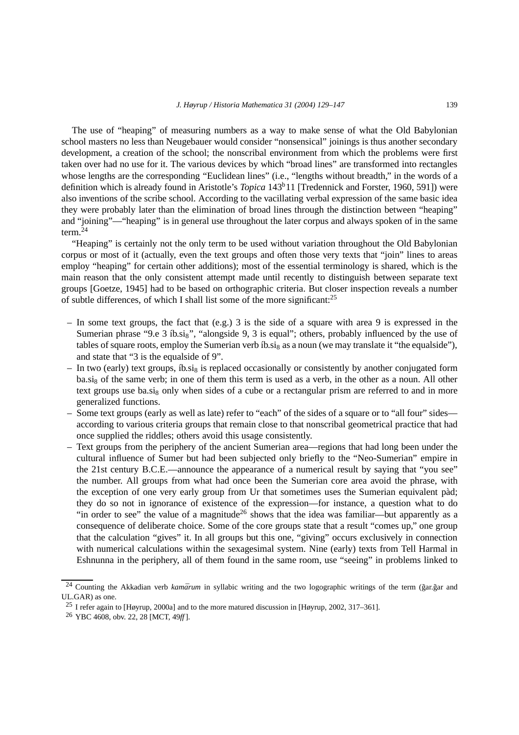The use of "heaping" of measuring numbers as a way to make sense of what the Old Babylonian school masters no less than Neugebauer would consider "nonsensical" joinings is thus another secondary development, a creation of the school; the nonscribal environment from which the problems were first taken over had no use for it. The various devices by which "broad lines" are transformed into rectangles whose lengths are the corresponding "Euclidean lines" (i.e., "lengths without breadth," in the words of a definition which is already found in Aristotle's *Topica* 143$^{b}$11 [Tredennick and Forster, 1960, 591]) were also inventions of the scribe school. According to the vacillating verbal expression of the same basic idea they were probably later than the elimination of broad lines through the distinction between "heaping" and "joining"—"heaping" is in general use throughout the later corpus and always spoken of in the same term.[24]

"Heaping" is certainly not the only term to be used without variation throughout the Old Babylonian corpus or most of it (actually, even the text groups and often those very texts that "join" lines to areas employ "heaping" for certain other additions); most of the essential terminology is shared, which is the main reason that the only consistent attempt made until recently to distinguish between separate text groups [Goetze, 1945] had to be based on orthographic criteria. But closer inspection reveals a number of subtle differences, of which I shall list some of the more significant:[25]

- In some text groups, the fact that (e.g.) 3 is the side of a square with area 9 is expressed in the Sumerian phrase "9.e 3 íb.si$_8$", "alongside 9, 3 is equal"; others, probably influenced by the use of tables of square roots, employ the Sumerian verb íb.si$_8$ as a noun (we may translate it "the equalside"), and state that "3 is the equalside of 9".
- In two (early) text groups, íb.si$_8$ is replaced occasionally or consistently by another conjugated form ba.si$_8$ of the same verb; in one of them this term is used as a verb, in the other as a noun. All other text groups use ba.si$_8$ only when sides of a cube or a rectangular prism are referred to and in more generalized functions.
- Some text groups (early as well as late) refer to "each" of the sides of a square or to "all four" sides—according to various criteria groups that remain close to that nonscribal geometrical practice that had once supplied the riddles; others avoid this usage consistently.
- Text groups from the periphery of the ancient Sumerian area—regions that had long been under the cultural influence of Sumer but had been subjected only briefly to the "Neo-Sumerian" empire in the 21st century B.C.E.—announce the appearance of a numerical result by saying that "you see" the number. All groups from what had once been the Sumerian core area avoid the phrase, with the exception of one very early group from Ur that sometimes uses the Sumerian equivalent pàd; they do so not in ignorance of existence of the expression—for instance, a question what to do "in order to see" the value of a magnitude[26] shows that the idea was familiar—but apparently as a consequence of deliberate choice. Some of the core groups state that a result "comes up," one group that the calculation "gives" it. In all groups but this one, "giving" occurs exclusively in connection with numerical calculations within the sexagesimal system. Nine (early) texts from Tell Harmal in Eshnunna in the periphery, all of them found in the same room, use "seeing" in problems linked to

---

[24] Counting the Akkadian verb *kamārum* in syllabic writing and the two logographic writings of the term (ĝar.ĝar and UL.GAR) as one.

[25] I refer again to [Høyrup, 2000a] and to the more matured discussion in [Høyrup, 2002, 317–361].

[26] YBC 4608, obv. 22, 28 [MCT, 49*ff*].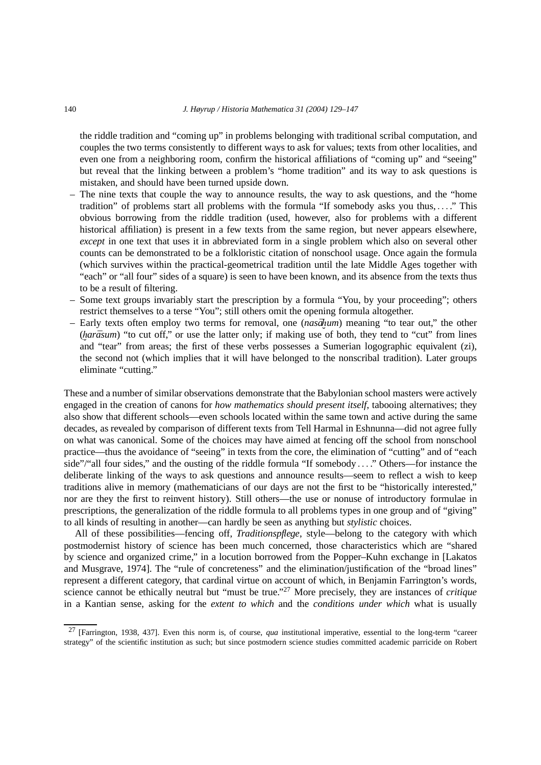the riddle tradition and "coming up" in problems belonging with traditional scribal computation, and couples the two terms consistently to different ways to ask for values; texts from other localities, and even one from a neighboring room, confirm the historical affiliations of "coming up" and "seeing" but reveal that the linking between a problem's "home tradition" and its way to ask questions is mistaken, and should have been turned upside down.

- The nine texts that couple the way to announce results, the way to ask questions, and the "home tradition" of problems start all problems with the formula "If somebody asks you thus, ...." This obvious borrowing from the riddle tradition (used, however, also for problems with a different historical affiliation) is present in a few texts from the same region, but never appears elsewhere, *except* in one text that uses it in abbreviated form in a single problem which also on several other counts can be demonstrated to be a folkloristic citation of nonschool usage. Once again the formula (which survives within the practical-geometrical tradition until the late Middle Ages together with "each" or "all four" sides of a square) is seen to have been known, and its absence from the texts thus to be a result of filtering.
- Some text groups invariably start the prescription by a formula "You, by your proceeding"; others restrict themselves to a terse "You"; still others omit the opening formula altogether.
- Early texts often employ two terms for removal, one (*nasāḫum*) meaning "to tear out," the other (*ḫarāsum*) "to cut off," or use the latter only; if making use of both, they tend to "cut" from lines and "tear" from areas; the first of these verbs possesses a Sumerian logographic equivalent (zi), the second not (which implies that it will have belonged to the nonscribal tradition). Later groups eliminate "cutting."

These and a number of similar observations demonstrate that the Babylonian school masters were actively engaged in the creation of canons for *how mathematics should present itself*, tabooing alternatives; they also show that different schools—even schools located within the same town and active during the same decades, as revealed by comparison of different texts from Tell Harmal in Eshnunna—did not agree fully on what was canonical. Some of the choices may have aimed at fencing off the school from nonschool practice—thus the avoidance of "seeing" in texts from the core, the elimination of "cutting" and of "each side"/"all four sides," and the ousting of the riddle formula "If somebody ...." Others—for instance the deliberate linking of the ways to ask questions and announce results—seem to reflect a wish to keep traditions alive in memory (mathematicians of our days are not the first to be "historically interested," nor are they the first to reinvent history). Still others—the use or nonuse of introductory formulae in prescriptions, the generalization of the riddle formula to all problems types in one group and of "giving" to all kinds of resulting in another—can hardly be seen as anything but *stylistic* choices.

All of these possibilities—fencing off, *Traditionspflege*, style—belong to the category with which postmodernist history of science has been much concerned, those characteristics which are "shared by science and organized crime," in a locution borrowed from the Popper–Kuhn exchange in [Lakatos and Musgrave, 1974]. The "rule of concreteness" and the elimination/justification of the "broad lines" represent a different category, that cardinal virtue on account of which, in Benjamin Farrington's words, science cannot be ethically neutral but "must be true."[27] More precisely, they are instances of *critique* in a Kantian sense, asking for the *extent to which* and the *conditions under which* what is usually

[27] [Farrington, 1938, 437]. Even this norm is, of course, *qua* institutional imperative, essential to the long-term "career strategy" of the scientific institution as such; but since postmodern science studies committed academic parricide on Robert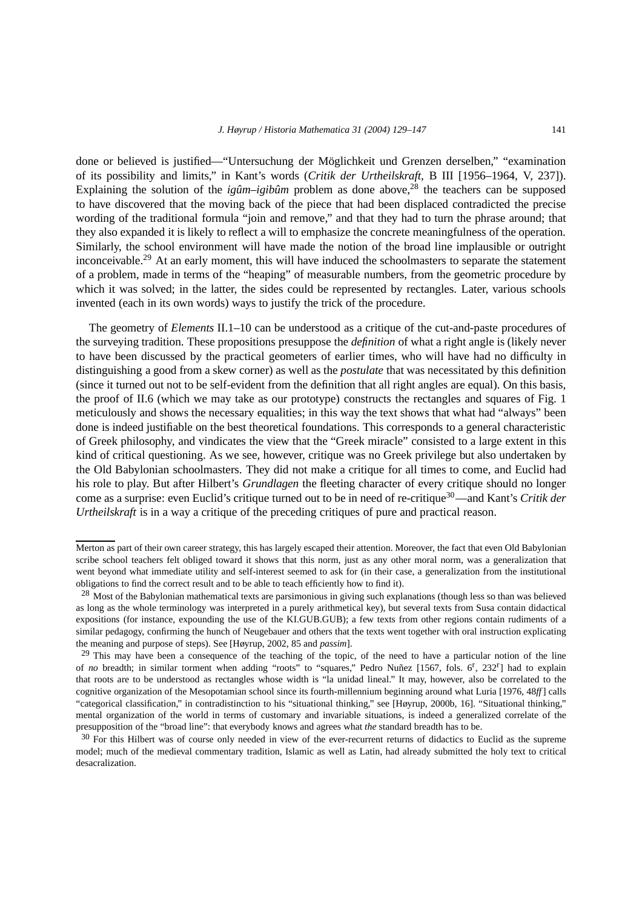done or believed is justified—"Untersuchung der Möglichkeit und Grenzen derselben," "examination of its possibility and limits," in Kant's words (*Critik der Urtheilskraft*, B III [1956–1964, V, 237]). Explaining the solution of the *igûm–igibûm* problem as done above,[28] the teachers can be supposed to have discovered that the moving back of the piece that had been displaced contradicted the precise wording of the traditional formula "join and remove," and that they had to turn the phrase around; that they also expanded it is likely to reflect a will to emphasize the concrete meaningfulness of the operation. Similarly, the school environment will have made the notion of the broad line implausible or outright inconceivable.[29] At an early moment, this will have induced the schoolmasters to separate the statement of a problem, made in terms of the "heaping" of measurable numbers, from the geometric procedure by which it was solved; in the latter, the sides could be represented by rectangles. Later, various schools invented (each in its own words) ways to justify the trick of the procedure.

The geometry of *Elements* II.1–10 can be understood as a critique of the cut-and-paste procedures of the surveying tradition. These propositions presuppose the *definition* of what a right angle is (likely never to have been discussed by the practical geometers of earlier times, who will have had no difficulty in distinguishing a good from a skew corner) as well as the *postulate* that was necessitated by this definition (since it turned out not to be self-evident from the definition that all right angles are equal). On this basis, the proof of II.6 (which we may take as our prototype) constructs the rectangles and squares of Fig. 1 meticulously and shows the necessary equalities; in this way the text shows that what had "always" been done is indeed justifiable on the best theoretical foundations. This corresponds to a general characteristic of Greek philosophy, and vindicates the view that the "Greek miracle" consisted to a large extent in this kind of critical questioning. As we see, however, critique was no Greek privilege but also undertaken by the Old Babylonian schoolmasters. They did not make a critique for all times to come, and Euclid had his role to play. But after Hilbert's *Grundlagen* the fleeting character of every critique should no longer come as a surprise: even Euclid's critique turned out to be in need of re-critique[30]—and Kant's *Critik der Urtheilskraft* is in a way a critique of the preceding critiques of pure and practical reason.

---

Merton as part of their own career strategy, this has largely escaped their attention. Moreover, the fact that even Old Babylonian scribe school teachers felt obliged toward it shows that this norm, just as any other moral norm, was a generalization that went beyond what immediate utility and self-interest seemed to ask for (in their case, a generalization from the institutional obligations to find the correct result and to be able to teach efficiently how to find it).

[28] Most of the Babylonian mathematical texts are parsimonious in giving such explanations (though less so than was believed as long as the whole terminology was interpreted in a purely arithmetical key), but several texts from Susa contain didactical expositions (for instance, expounding the use of the KI.GUB.GUB); a few texts from other regions contain rudiments of a similar pedagogy, confirming the hunch of Neugebauer and others that the texts went together with oral instruction explicating the meaning and purpose of steps). See [Høyrup, 2002, 85 and *passim*].

[29] This may have been a consequence of the teaching of the topic, of the need to have a particular notion of the line of *no* breadth; in similar torment when adding "roots" to "squares," Pedro Nuñez [1567, fols. 6r, 232r] had to explain that roots are to be understood as rectangles whose width is "la unidad lineal." It may, however, also be correlated to the cognitive organization of the Mesopotamian school since its fourth-millennium beginning around what Luria [1976, 48*ff*] calls "categorical classification," in contradistinction to his "situational thinking," see [Høyrup, 2000b, 16]. "Situational thinking," mental organization of the world in terms of customary and invariable situations, is indeed a generalized correlate of the presupposition of the "broad line": that everybody knows and agrees what *the* standard breadth has to be.

[30] For this Hilbert was of course only needed in view of the ever-recurrent returns of didactics to Euclid as the supreme model; much of the medieval commentary tradition, Islamic as well as Latin, had already submitted the holy text to critical desacralization.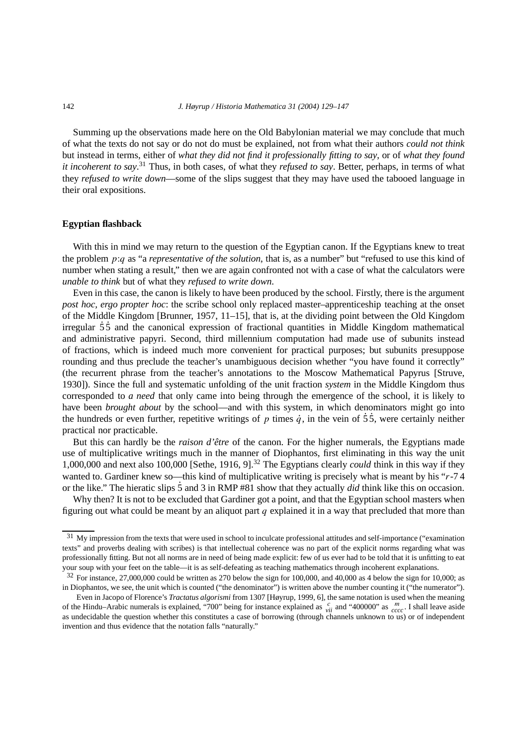Summing up the observations made here on the Old Babylonian material we may conclude that much of what the texts do not say or do not do must be explained, not from what their authors *could not think* but instead in terms, either of *what they did not find it professionally fitting to say*, or of *what they found it incoherent to say*.[31] Thus, in both cases, of what they *refused to say*. Better, perhaps, in terms of what they *refused to write down*—some of the slips suggest that they may have used the tabooed language in their oral expositions.

## Egyptian flashback

With this in mind we may return to the question of the Egyptian canon. If the Egyptians knew to treat the problem $p:q$ as "a *representative of the solution*, that is, as a number" but "refused to use this kind of number when stating a result," then we are again confronted not with a case of what the calculators were *unable to think* but of what they *refused to write down*.

Even in this case, the canon is likely to have been produced by the school. Firstly, there is the argument *post hoc, ergo propter hoc*: the scribe school only replaced master–apprenticeship teaching at the onset of the Middle Kingdom [Brunner, 1957, 11–15], that is, at the dividing point between the Old Kingdom irregular $\dot{5}\,\dot{5}$ and the canonical expression of fractional quantities in Middle Kingdom mathematical and administrative papyri. Second, third millennium computation had made use of subunits instead of fractions, which is indeed much more convenient for practical purposes; but subunits presuppose rounding and thus preclude the teacher's unambiguous decision whether "you have found it correctly" (the recurrent phrase from the teacher's annotations to the Moscow Mathematical Papyrus [Struve, 1930]). Since the full and systematic unfolding of the unit fraction *system* in the Middle Kingdom thus corresponded to *a need* that only came into being through the emergence of the school, it is likely to have been *brought about* by the school—and with this system, in which denominators might go into the hundreds or even further, repetitive writings of $p$ times $\dot{q}$, in the vein of $\dot{5}\,\dot{5}$, were certainly neither practical nor practicable.

But this can hardly be the *raison d'être* of the canon. For the higher numerals, the Egyptians made use of multiplicative writings much in the manner of Diophantos, first eliminating in this way the unit 1,000,000 and next also 100,000 [Sethe, 1916, 9].[32] The Egyptians clearly *could* think in this way if they wanted to. Gardiner knew so—this kind of multiplicative writing is precisely what is meant by his "$r$-7 4 or the like." The hieratic slips $\dot{5}$ and 3 in RMP #81 show that they actually *did* think like this on occasion.

Why then? It is not to be excluded that Gardiner got a point, and that the Egyptian school masters when figuring out what could be meant by an aliquot part $q$ explained it in a way that precluded that more than

---

[31] My impression from the texts that were used in school to inculcate professional attitudes and self-importance ("examination texts" and proverbs dealing with scribes) is that intellectual coherence was no part of the explicit norms regarding what was professionally fitting. But not all norms are in need of being made explicit: few of us ever had to be told that it is unfitting to eat your soup with your feet on the table—it is as self-defeating as teaching mathematics through incoherent explanations.

[32] For instance, 27,000,000 could be written as 270 below the sign for 100,000, and 40,000 as 4 below the sign for 10,000; as in Diophantos, we see, the unit which is counted ("the denominator") is written above the number counting it ("the numerator").

Even in Jacopo of Florence's *Tractatus algorismi* from 1307 [Høyrup, 1999, 6], the same notation is used when the meaning of the Hindu–Arabic numerals is explained, "700" being for instance explained as $\overset{c}{vii}$ and "400000" as $\overset{m}{cccc}$. I shall leave aside as undecidable the question whether this constitutes a case of borrowing (through channels unknown to us) or of independent invention and thus evidence that the notation falls "naturally."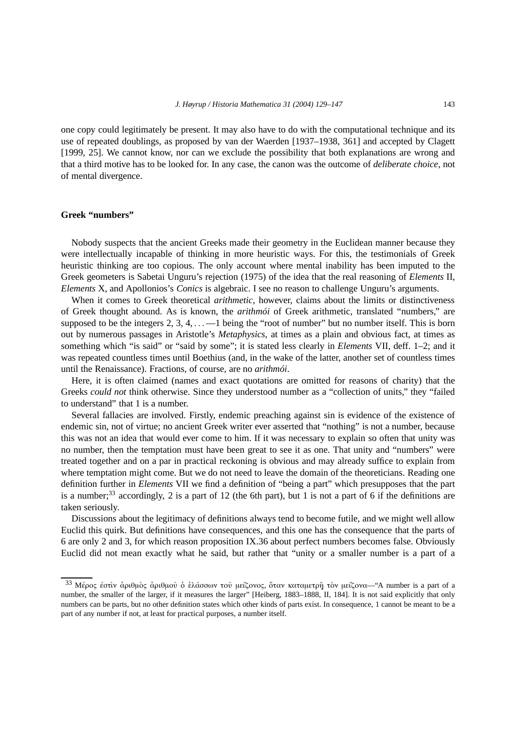one copy could legitimately be present. It may also have to do with the computational technique and its use of repeated doublings, as proposed by van der Waerden [1937–1938, 361] and accepted by Clagett [1999, 25]. We cannot know, nor can we exclude the possibility that both explanations are wrong and that a third motive has to be looked for. In any case, the canon was the outcome of *deliberate choice*, not of mental divergence.

## Greek "numbers"

Nobody suspects that the ancient Greeks made their geometry in the Euclidean manner because they were intellectually incapable of thinking in more heuristic ways. For this, the testimonials of Greek heuristic thinking are too copious. The only account where mental inability has been imputed to the Greek geometers is Sabetai Unguru's rejection (1975) of the idea that the real reasoning of *Elements* II, *Elements* X, and Apollonios's *Conics* is algebraic. I see no reason to challenge Unguru's arguments.

When it comes to Greek theoretical *arithmetic*, however, claims about the limits or distinctiveness of Greek thought abound. As is known, the *arithmói* of Greek arithmetic, translated "numbers," are supposed to be the integers 2, 3, 4, ...—1 being the "root of number" but no number itself. This is born out by numerous passages in Aristotle's *Metaphysics*, at times as a plain and obvious fact, at times as something which "is said" or "said by some"; it is stated less clearly in *Elements* VII, deff. 1–2; and it was repeated countless times until Boethius (and, in the wake of the latter, another set of countless times until the Renaissance). Fractions, of course, are no *arithmói*.

Here, it is often claimed (names and exact quotations are omitted for reasons of charity) that the Greeks *could not* think otherwise. Since they understood number as a "collection of units," they "failed to understand" that 1 is a number.

Several fallacies are involved. Firstly, endemic preaching against sin is evidence of the existence of endemic sin, not of virtue; no ancient Greek writer ever asserted that "nothing" is not a number, because this was not an idea that would ever come to him. If it was necessary to explain so often that unity was no number, then the temptation must have been great to see it as one. That unity and "numbers" were treated together and on a par in practical reckoning is obvious and may already suffice to explain from where temptation might come. But we do not need to leave the domain of the theoreticians. Reading one definition further in *Elements* VII we find a definition of "being a part" which presupposes that the part is a number;[33] accordingly, 2 is a part of 12 (the 6th part), but 1 is not a part of 6 if the definitions are taken seriously.

Discussions about the legitimacy of definitions always tend to become futile, and we might well allow Euclid this quirk. But definitions have consequences, and this one has the consequence that the parts of 6 are only 2 and 3, for which reason proposition IX.36 about perfect numbers becomes false. Obviously Euclid did not mean exactly what he said, but rather that "unity or a smaller number is a part of a

---

[33] Μέρος ἐστὶν ἀριθμὸς ἀριθμοῦ ὁ ἐλάσσων τοῦ μείζονος, ὅταν καταμετρῇ τὸν μείζονα—"A number is a part of a number, the smaller of the larger, if it measures the larger" [Heiberg, 1883–1888, II, 184]. It is not said explicitly that only numbers can be parts, but no other definition states which other kinds of parts exist. In consequence, 1 cannot be meant to be a part of any number if not, at least for practical purposes, a number itself.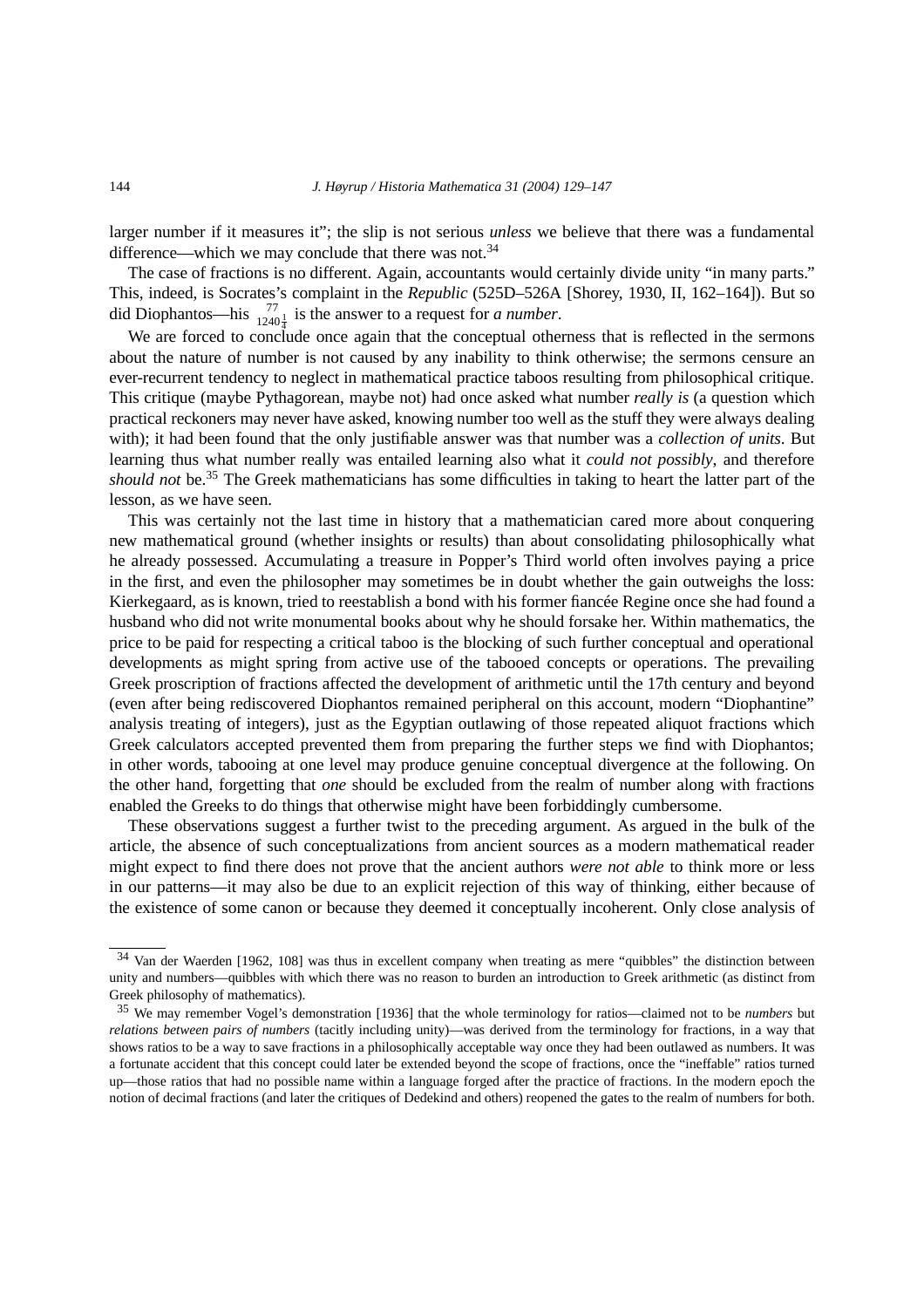larger number if it measures it"; the slip is not serious *unless* we believe that there was a fundamental difference—which we may conclude that there was not.[34]

The case of fractions is no different. Again, accountants would certainly divide unity "in many parts." This, indeed, is Socrates's complaint in the *Republic* (525D–526A [Shorey, 1930, II, 162–164]). But so did Diophantos—his $^{77}_{1240\frac{1}{4}}$ is the answer to a request for *a number*.

We are forced to conclude once again that the conceptual otherness that is reflected in the sermons about the nature of number is not caused by any inability to think otherwise; the sermons censure an ever-recurrent tendency to neglect in mathematical practice taboos resulting from philosophical critique. This critique (maybe Pythagorean, maybe not) had once asked what number *really is* (a question which practical reckoners may never have asked, knowing number too well as the stuff they were always dealing with); it had been found that the only justifiable answer was that number was a *collection of units*. But learning thus what number really was entailed learning also what it *could not possibly*, and therefore *should not* be.[35] The Greek mathematicians has some difficulties in taking to heart the latter part of the lesson, as we have seen.

This was certainly not the last time in history that a mathematician cared more about conquering new mathematical ground (whether insights or results) than about consolidating philosophically what he already possessed. Accumulating a treasure in Popper's Third world often involves paying a price in the first, and even the philosopher may sometimes be in doubt whether the gain outweighs the loss: Kierkegaard, as is known, tried to reestablish a bond with his former fiancée Regine once she had found a husband who did not write monumental books about why he should forsake her. Within mathematics, the price to be paid for respecting a critical taboo is the blocking of such further conceptual and operational developments as might spring from active use of the tabooed concepts or operations. The prevailing Greek proscription of fractions affected the development of arithmetic until the 17th century and beyond (even after being rediscovered Diophantos remained peripheral on this account, modern "Diophantine" analysis treating of integers), just as the Egyptian outlawing of those repeated aliquot fractions which Greek calculators accepted prevented them from preparing the further steps we find with Diophantos; in other words, tabooing at one level may produce genuine conceptual divergence at the following. On the other hand, forgetting that *one* should be excluded from the realm of number along with fractions enabled the Greeks to do things that otherwise might have been forbiddingly cumbersome.

These observations suggest a further twist to the preceding argument. As argued in the bulk of the article, the absence of such conceptualizations from ancient sources as a modern mathematical reader might expect to find there does not prove that the ancient authors *were not able* to think more or less in our patterns—it may also be due to an explicit rejection of this way of thinking, either because of the existence of some canon or because they deemed it conceptually incoherent. Only close analysis of

---

[34] Van der Waerden [1962, 108] was thus in excellent company when treating as mere "quibbles" the distinction between unity and numbers—quibbles with which there was no reason to burden an introduction to Greek arithmetic (as distinct from Greek philosophy of mathematics).

[35] We may remember Vogel's demonstration [1936] that the whole terminology for ratios—claimed not to be *numbers* but *relations between pairs of numbers* (tacitly including unity)—was derived from the terminology for fractions, in a way that shows ratios to be a way to save fractions in a philosophically acceptable way once they had been outlawed as numbers. It was a fortunate accident that this concept could later be extended beyond the scope of fractions, once the "ineffable" ratios turned up—those ratios that had no possible name within a language forged after the practice of fractions. In the modern epoch the notion of decimal fractions (and later the critiques of Dedekind and others) reopened the gates to the realm of numbers for both.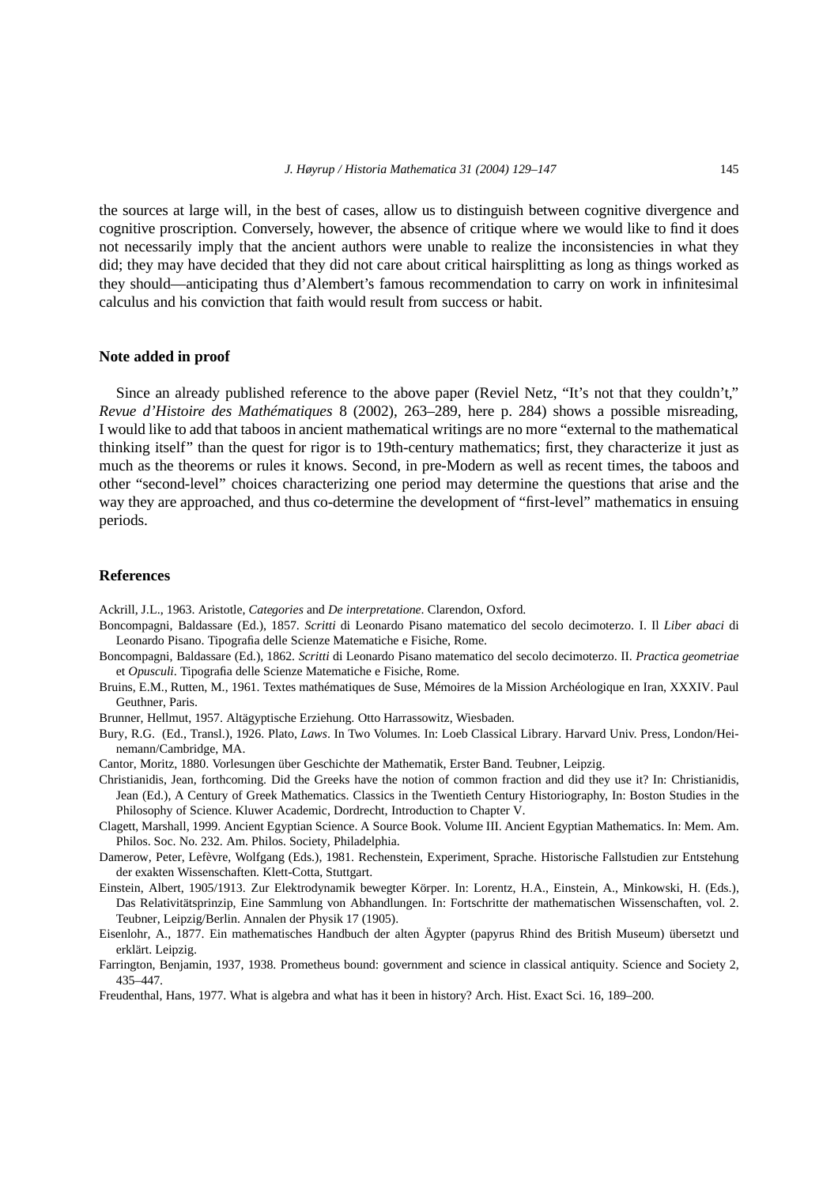the sources at large will, in the best of cases, allow us to distinguish between cognitive divergence and cognitive proscription. Conversely, however, the absence of critique where we would like to find it does not necessarily imply that the ancient authors were unable to realize the inconsistencies in what they did; they may have decided that they did not care about critical hairsplitting as long as things worked as they should—anticipating thus d'Alembert's famous recommendation to carry on work in infinitesimal calculus and his conviction that faith would result from success or habit.

## Note added in proof

Since an already published reference to the above paper (Reviel Netz, "It's not that they couldn't," *Revue d'Histoire des Mathématiques* 8 (2002), 263–289, here p. 284) shows a possible misreading, I would like to add that taboos in ancient mathematical writings are no more "external to the mathematical thinking itself" than the quest for rigor is to 19th-century mathematics; first, they characterize it just as much as the theorems or rules it knows. Second, in pre-Modern as well as recent times, the taboos and other "second-level" choices characterizing one period may determine the questions that arise and the way they are approached, and thus co-determine the development of "first-level" mathematics in ensuing periods.

## References

Ackrill, J.L., 1963. Aristotle, *Categories* and *De interpretatione*. Clarendon, Oxford.

Boncompagni, Baldassare (Ed.), 1857. *Scritti* di Leonardo Pisano matematico del secolo decimoterzo. I. Il *Liber abaci* di Leonardo Pisano. Tipografia delle Scienze Matematiche e Fisiche, Rome.

Boncompagni, Baldassare (Ed.), 1862. *Scritti* di Leonardo Pisano matematico del secolo decimoterzo. II. *Practica geometriae* et *Opusculi*. Tipografia delle Scienze Matematiche e Fisiche, Rome.

Bruins, E.M., Rutten, M., 1961. Textes mathématiques de Suse, Mémoires de la Mission Archéologique en Iran, XXXIV. Paul Geuthner, Paris.

Brunner, Hellmut, 1957. Altägyptische Erziehung. Otto Harrassowitz, Wiesbaden.

Bury, R.G. (Ed., Transl.), 1926. Plato, *Laws*. In Two Volumes. In: Loeb Classical Library. Harvard Univ. Press, London/Heinemann/Cambridge, MA.

Cantor, Moritz, 1880. Vorlesungen über Geschichte der Mathematik, Erster Band. Teubner, Leipzig.

Christianidis, Jean, forthcoming. Did the Greeks have the notion of common fraction and did they use it? In: Christianidis, Jean (Ed.), A Century of Greek Mathematics. Classics in the Twentieth Century Historiography, In: Boston Studies in the Philosophy of Science. Kluwer Academic, Dordrecht, Introduction to Chapter V.

Clagett, Marshall, 1999. Ancient Egyptian Science. A Source Book. Volume III. Ancient Egyptian Mathematics. In: Mem. Am. Philos. Soc. No. 232. Am. Philos. Society, Philadelphia.

Damerow, Peter, Lefèvre, Wolfgang (Eds.), 1981. Rechenstein, Experiment, Sprache. Historische Fallstudien zur Entstehung der exakten Wissenschaften. Klett-Cotta, Stuttgart.

Einstein, Albert, 1905/1913. Zur Elektrodynamik bewegter Körper. In: Lorentz, H.A., Einstein, A., Minkowski, H. (Eds.), Das Relativitätsprinzip, Eine Sammlung von Abhandlungen. In: Fortschritte der mathematischen Wissenschaften, vol. 2. Teubner, Leipzig/Berlin. Annalen der Physik 17 (1905).

Eisenlohr, A., 1877. Ein mathematisches Handbuch der alten Ägypter (papyrus Rhind des British Museum) übersetzt und erklärt. Leipzig.

Farrington, Benjamin, 1937, 1938. Prometheus bound: government and science in classical antiquity. Science and Society 2, 435–447.

Freudenthal, Hans, 1977. What is algebra and what has it been in history? Arch. Hist. Exact Sci. 16, 189–200.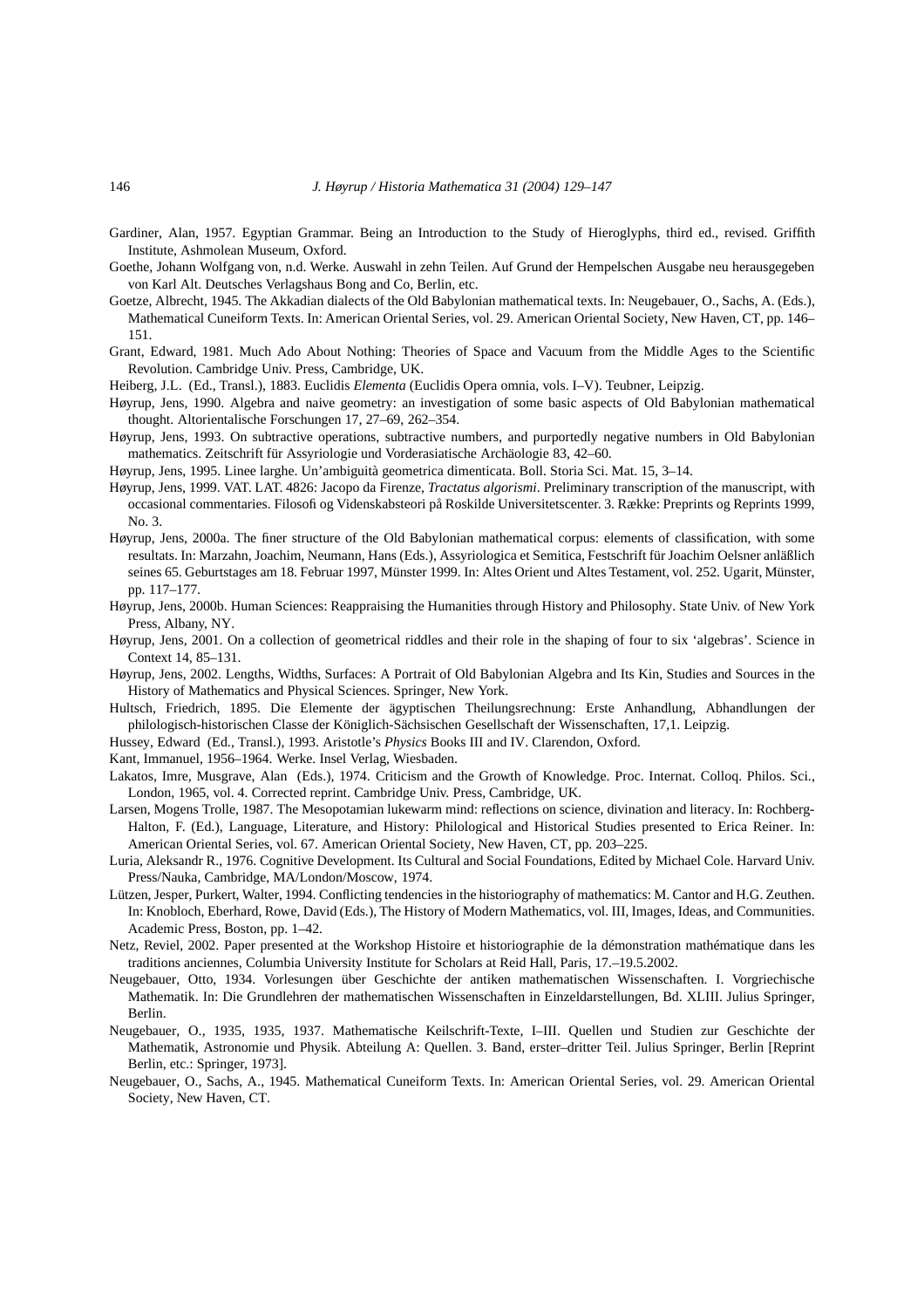Gardiner, Alan, 1957. Egyptian Grammar. Being an Introduction to the Study of Hieroglyphs, third ed., revised. Griffith Institute, Ashmolean Museum, Oxford.

Goethe, Johann Wolfgang von, n.d. Werke. Auswahl in zehn Teilen. Auf Grund der Hempelschen Ausgabe neu herausgegeben von Karl Alt. Deutsches Verlagshaus Bong and Co, Berlin, etc.

Goetze, Albrecht, 1945. The Akkadian dialects of the Old Babylonian mathematical texts. In: Neugebauer, O., Sachs, A. (Eds.), Mathematical Cuneiform Texts. In: American Oriental Series, vol. 29. American Oriental Society, New Haven, CT, pp. 146–151.

Grant, Edward, 1981. Much Ado About Nothing: Theories of Space and Vacuum from the Middle Ages to the Scientific Revolution. Cambridge Univ. Press, Cambridge, UK.

Heiberg, J.L. (Ed., Transl.), 1883. Euclidis *Elementa* (Euclidis Opera omnia, vols. I–V). Teubner, Leipzig.

Høyrup, Jens, 1990. Algebra and naive geometry: an investigation of some basic aspects of Old Babylonian mathematical thought. Altorientalische Forschungen 17, 27–69, 262–354.

Høyrup, Jens, 1993. On subtractive operations, subtractive numbers, and purportedly negative numbers in Old Babylonian mathematics. Zeitschrift für Assyriologie und Vorderasiatische Archäologie 83, 42–60.

Høyrup, Jens, 1995. Linee larghe. Un'ambiguità geometrica dimenticata. Boll. Storia Sci. Mat. 15, 3–14.

Høyrup, Jens, 1999. VAT. LAT. 4826: Jacopo da Firenze, *Tractatus algorismi*. Preliminary transcription of the manuscript, with occasional commentaries. Filosofi og Videnskabsteori på Roskilde Universitetscenter. 3. Række: Preprints og Reprints 1999, No. 3.

Høyrup, Jens, 2000a. The finer structure of the Old Babylonian mathematical corpus: elements of classification, with some resultats. In: Marzahn, Joachim, Neumann, Hans (Eds.), Assyriologica et Semitica, Festschrift für Joachim Oelsner anläßlich seines 65. Geburtstages am 18. Februar 1997, Münster 1999. In: Altes Orient und Altes Testament, vol. 252. Ugarit, Münster, pp. 117–177.

Høyrup, Jens, 2000b. Human Sciences: Reappraising the Humanities through History and Philosophy. State Univ. of New York Press, Albany, NY.

Høyrup, Jens, 2001. On a collection of geometrical riddles and their role in the shaping of four to six 'algebras'. Science in Context 14, 85–131.

Høyrup, Jens, 2002. Lengths, Widths, Surfaces: A Portrait of Old Babylonian Algebra and Its Kin, Studies and Sources in the History of Mathematics and Physical Sciences. Springer, New York.

Hultsch, Friedrich, 1895. Die Elemente der ägyptischen Theilungsrechnung: Erste Anhandlung, Abhandlungen der philologisch-historischen Classe der Königlich-Sächsischen Gesellschaft der Wissenschaften, 17,1. Leipzig.

Hussey, Edward (Ed., Transl.), 1993. Aristotle's *Physics* Books III and IV. Clarendon, Oxford.

Kant, Immanuel, 1956–1964. Werke. Insel Verlag, Wiesbaden.

Lakatos, Imre, Musgrave, Alan (Eds.), 1974. Criticism and the Growth of Knowledge. Proc. Internat. Colloq. Philos. Sci., London, 1965, vol. 4. Corrected reprint. Cambridge Univ. Press, Cambridge, UK.

Larsen, Mogens Trolle, 1987. The Mesopotamian lukewarm mind: reflections on science, divination and literacy. In: Rochberg-Halton, F. (Ed.), Language, Literature, and History: Philological and Historical Studies presented to Erica Reiner. In: American Oriental Series, vol. 67. American Oriental Society, New Haven, CT, pp. 203–225.

Luria, Aleksandr R., 1976. Cognitive Development. Its Cultural and Social Foundations, Edited by Michael Cole. Harvard Univ. Press/Nauka, Cambridge, MA/London/Moscow, 1974.

Lützen, Jesper, Purkert, Walter, 1994. Conflicting tendencies in the historiography of mathematics: M. Cantor and H.G. Zeuthen. In: Knobloch, Eberhard, Rowe, David (Eds.), The History of Modern Mathematics, vol. III, Images, Ideas, and Communities. Academic Press, Boston, pp. 1–42.

Netz, Reviel, 2002. Paper presented at the Workshop Histoire et historiographie de la démonstration mathématique dans les traditions anciennes, Columbia University Institute for Scholars at Reid Hall, Paris, 17.–19.5.2002.

Neugebauer, Otto, 1934. Vorlesungen über Geschichte der antiken mathematischen Wissenschaften. I. Vorgriechische Mathematik. In: Die Grundlehren der mathematischen Wissenschaften in Einzeldarstellungen, Bd. XLIII. Julius Springer, Berlin.

Neugebauer, O., 1935, 1935, 1937. Mathematische Keilschrift-Texte, I–III. Quellen und Studien zur Geschichte der Mathematik, Astronomie und Physik. Abteilung A: Quellen. 3. Band, erster–dritter Teil. Julius Springer, Berlin [Reprint Berlin, etc.: Springer, 1973].

Neugebauer, O., Sachs, A., 1945. Mathematical Cuneiform Texts. In: American Oriental Series, vol. 29. American Oriental Society, New Haven, CT.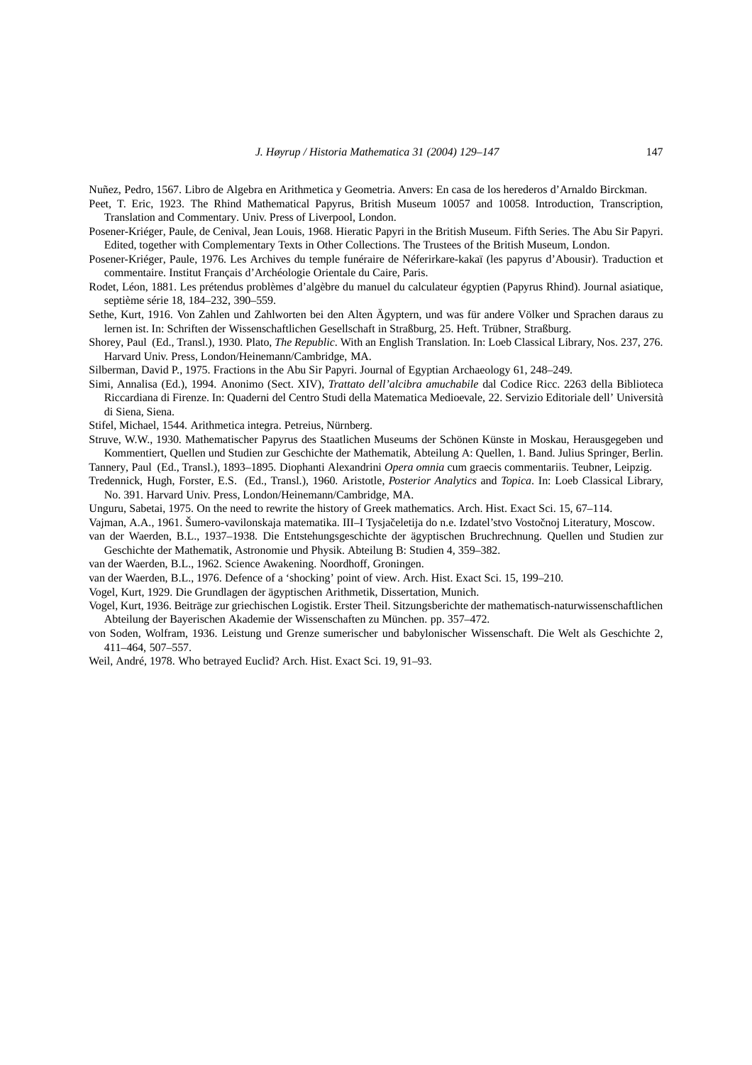Nuñez, Pedro, 1567. Libro de Algebra en Arithmetica y Geometria. Anvers: En casa de los herederos d'Arnaldo Birckman.

Peet, T. Eric, 1923. The Rhind Mathematical Papyrus, British Museum 10057 and 10058. Introduction, Transcription, Translation and Commentary. Univ. Press of Liverpool, London.

Posener-Kriéger, Paule, de Cenival, Jean Louis, 1968. Hieratic Papyri in the British Museum. Fifth Series. The Abu Sir Papyri. Edited, together with Complementary Texts in Other Collections. The Trustees of the British Museum, London.

Posener-Kriéger, Paule, 1976. Les Archives du temple funéraire de Néferirkare-kakaï (les papyrus d'Abousir). Traduction et commentaire. Institut Français d'Archéologie Orientale du Caire, Paris.

Rodet, Léon, 1881. Les prétendus problèmes d'algèbre du manuel du calculateur égyptien (Papyrus Rhind). Journal asiatique, septième série 18, 184–232, 390–559.

Sethe, Kurt, 1916. Von Zahlen und Zahlworten bei den Alten Ägyptern, und was für andere Völker und Sprachen daraus zu lernen ist. In: Schriften der Wissenschaftlichen Gesellschaft in Straßburg, 25. Heft. Trübner, Straßburg.

Shorey, Paul (Ed., Transl.), 1930. Plato, *The Republic*. With an English Translation. In: Loeb Classical Library, Nos. 237, 276. Harvard Univ. Press, London/Heinemann/Cambridge, MA.

Silberman, David P., 1975. Fractions in the Abu Sir Papyri. Journal of Egyptian Archaeology 61, 248–249.

Simi, Annalisa (Ed.), 1994. Anonimo (Sect. XIV), *Trattato dell'alcibra amuchabile* dal Codice Ricc. 2263 della Biblioteca Riccardiana di Firenze. In: Quaderni del Centro Studi della Matematica Medioevale, 22. Servizio Editoriale dell' Università di Siena, Siena.

Stifel, Michael, 1544. Arithmetica integra. Petreius, Nürnberg.

Struve, W.W., 1930. Mathematischer Papyrus des Staatlichen Museums der Schönen Künste in Moskau, Herausgegeben und Kommentiert, Quellen und Studien zur Geschichte der Mathematik, Abteilung A: Quellen, 1. Band. Julius Springer, Berlin.

Tannery, Paul (Ed., Transl.), 1893–1895. Diophanti Alexandrini *Opera omnia* cum graecis commentariis. Teubner, Leipzig.

Tredennick, Hugh, Forster, E.S. (Ed., Transl.), 1960. Aristotle, *Posterior Analytics* and *Topica*. In: Loeb Classical Library, No. 391. Harvard Univ. Press, London/Heinemann/Cambridge, MA.

Unguru, Sabetai, 1975. On the need to rewrite the history of Greek mathematics. Arch. Hist. Exact Sci. 15, 67–114.

Vajman, A.A., 1961. Šumero-vavilonskaja matematika. III–I Tysjačeletija do n.e. Izdatel'stvo Vostočnoj Literatury, Moscow.

van der Waerden, B.L., 1937–1938. Die Entstehungsgeschichte der ägyptischen Bruchrechnung. Quellen und Studien zur Geschichte der Mathematik, Astronomie und Physik. Abteilung B: Studien 4, 359–382.

van der Waerden, B.L., 1962. Science Awakening. Noordhoff, Groningen.

van der Waerden, B.L., 1976. Defence of a 'shocking' point of view. Arch. Hist. Exact Sci. 15, 199–210.

Vogel, Kurt, 1929. Die Grundlagen der ägyptischen Arithmetik, Dissertation, Munich.

Vogel, Kurt, 1936. Beiträge zur griechischen Logistik. Erster Theil. Sitzungsberichte der mathematisch-naturwissenschaftlichen Abteilung der Bayerischen Akademie der Wissenschaften zu München. pp. 357–472.

von Soden, Wolfram, 1936. Leistung und Grenze sumerischer und babylonischer Wissenschaft. Die Welt als Geschichte 2, 411–464, 507–557.

Weil, André, 1978. Who betrayed Euclid? Arch. Hist. Exact Sci. 19, 91–93.